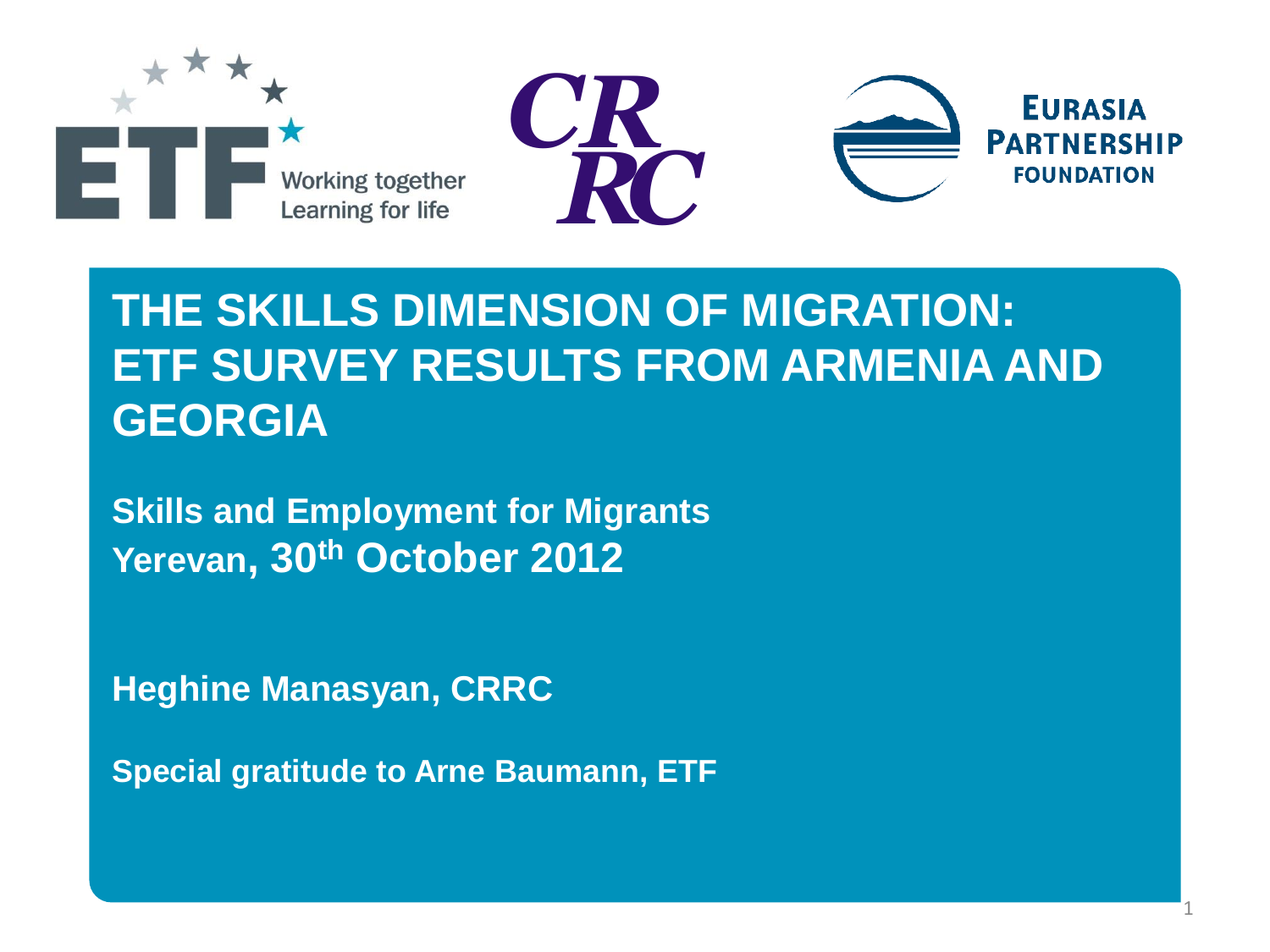ETF Working together Learning for life

CRRC

EURASIA PARTNERSHIP FOUNDATION

# THE SKILLS DIMENSION OF MIGRATION: ETF SURVEY RESULTS FROM ARMENIA AND GEORGIA

**Skills and Employment for Migrants**
**Yerevan, 30th October 2012**

**Heghine Manasyan, CRRC**

**Special gratitude to Arne Baumann, ETF**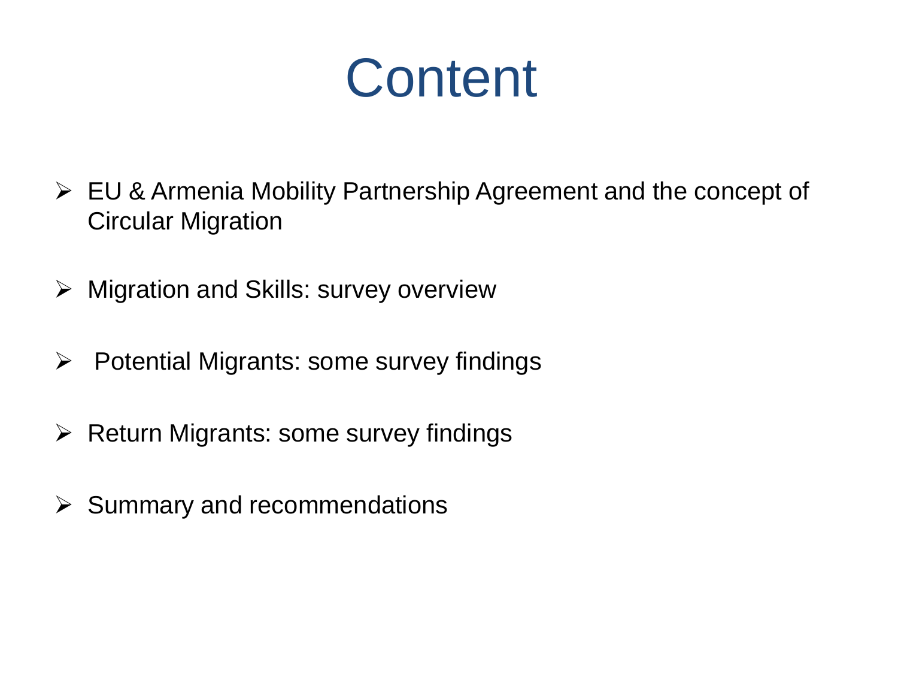# Content

- EU & Armenia Mobility Partnership Agreement and the concept of Circular Migration
- Migration and Skills: survey overview
- Potential Migrants: some survey findings
- Return Migrants: some survey findings
- Summary and recommendations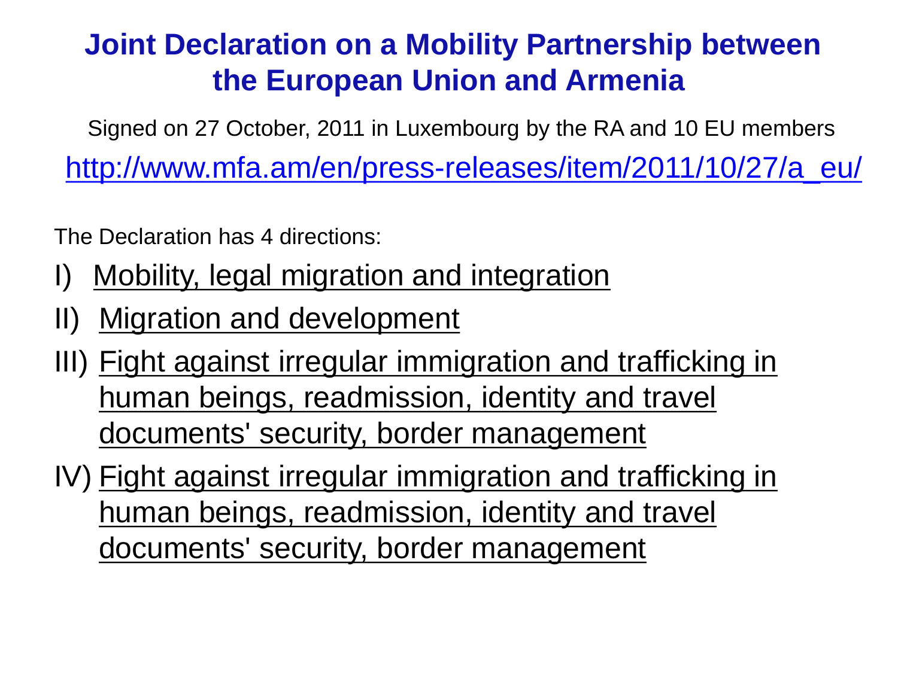# Joint Declaration on a Mobility Partnership between the European Union and Armenia

Signed on 27 October, 2011 in Luxembourg by the RA and 10 EU members

http://www.mfa.am/en/press-releases/item/2011/10/27/a_eu/

The Declaration has 4 directions:

I) Mobility, legal migration and integration

II) Migration and development

III) Fight against irregular immigration and trafficking in human beings, readmission, identity and travel documents' security, border management

IV) Fight against irregular immigration and trafficking in human beings, readmission, identity and travel documents' security, border management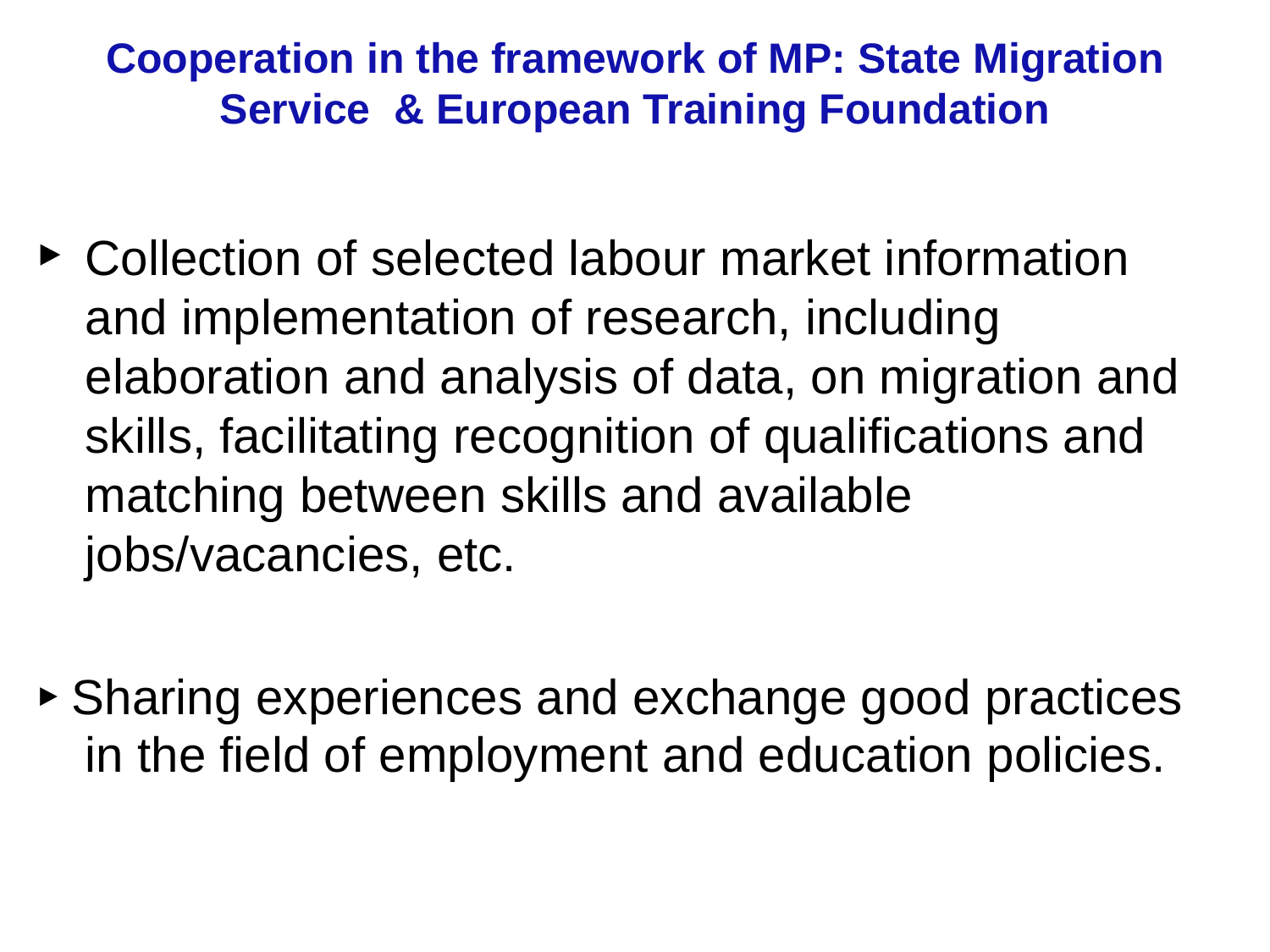## Cooperation in the framework of MP: State Migration Service & European Training Foundation

- Collection of selected labour market information and implementation of research, including elaboration and analysis of data, on migration and skills, facilitating recognition of qualifications and matching between skills and available jobs/vacancies, etc.

- Sharing experiences and exchange good practices in the field of employment and education policies.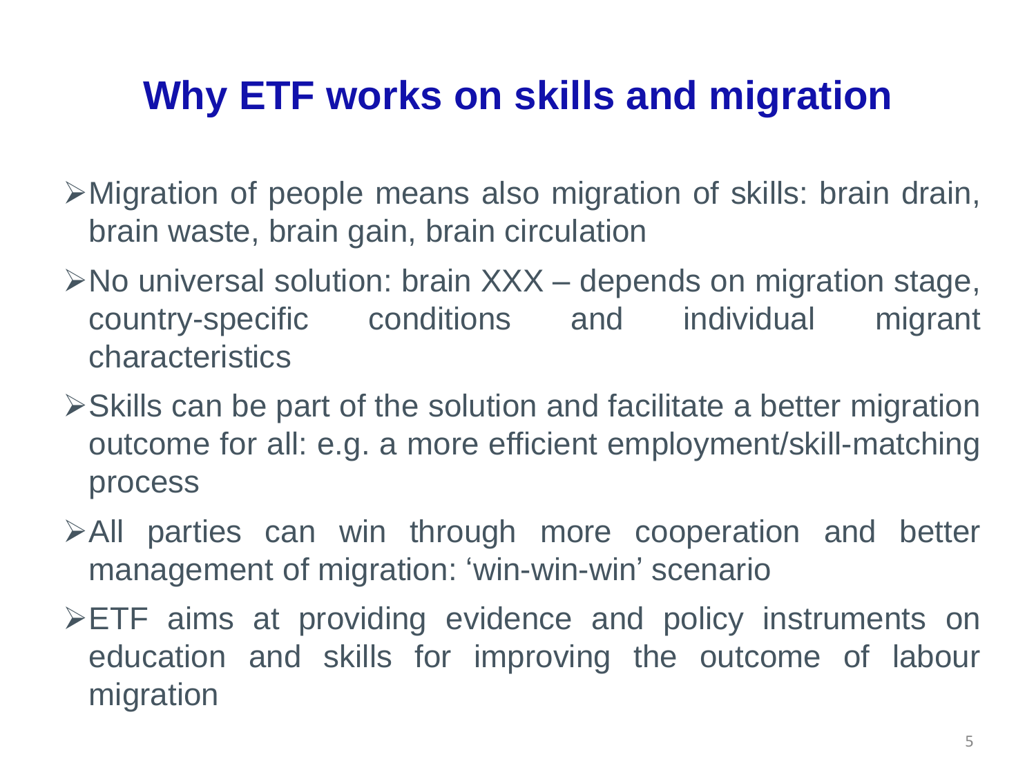# Why ETF works on skills and migration

- Migration of people means also migration of skills: brain drain, brain waste, brain gain, brain circulation
- No universal solution: brain XXX – depends on migration stage, country-specific conditions and individual migrant characteristics
- Skills can be part of the solution and facilitate a better migration outcome for all: e.g. a more efficient employment/skill-matching process
- All parties can win through more cooperation and better management of migration: 'win-win-win' scenario
- ETF aims at providing evidence and policy instruments on education and skills for improving the outcome of labour migration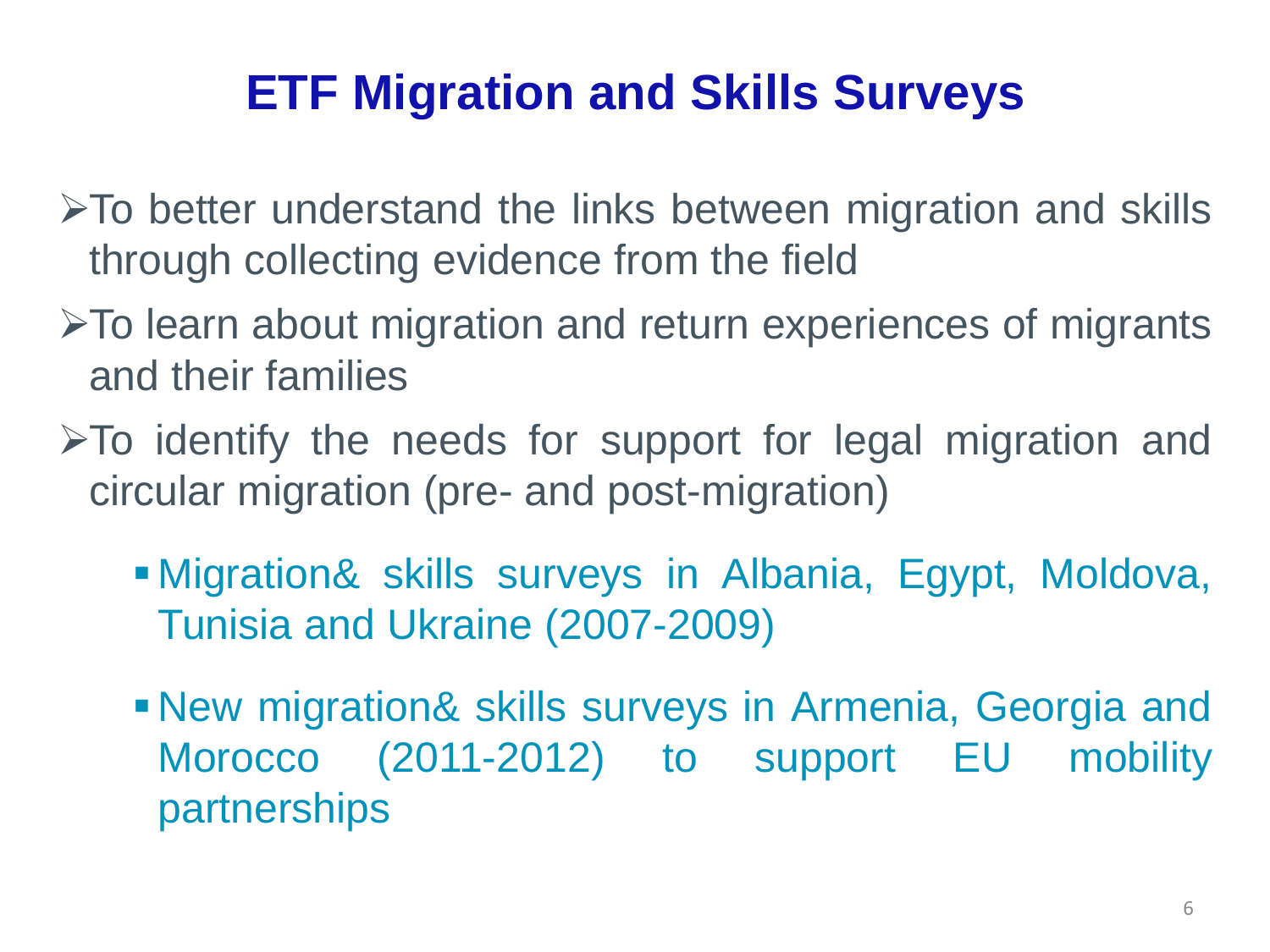# ETF Migration and Skills Surveys

- To better understand the links between migration and skills through collecting evidence from the field
- To learn about migration and return experiences of migrants and their families
- To identify the needs for support for legal migration and circular migration (pre- and post-migration)
  - Migration& skills surveys in Albania, Egypt, Moldova, Tunisia and Ukraine (2007-2009)
  - New migration& skills surveys in Armenia, Georgia and Morocco (2011-2012) to support EU mobility partnerships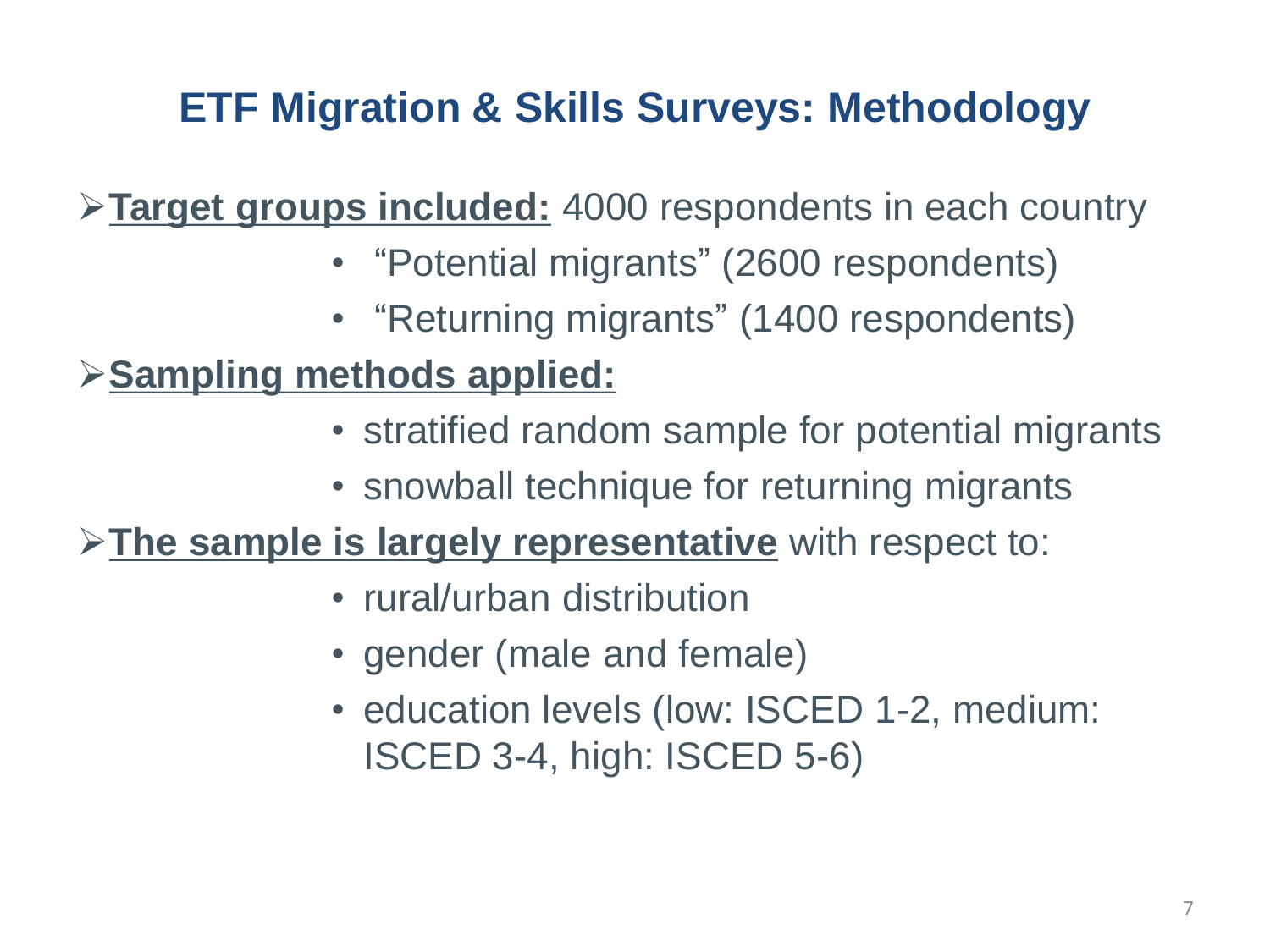# ETF Migration & Skills Surveys: Methodology

- **Target groups included:** 4000 respondents in each country
  - "Potential migrants" (2600 respondents)
  - "Returning migrants" (1400 respondents)
- **Sampling methods applied:**
  - stratified random sample for potential migrants
  - snowball technique for returning migrants
- **The sample is largely representative** with respect to:
  - rural/urban distribution
  - gender (male and female)
  - education levels (low: ISCED 1-2, medium: ISCED 3-4, high: ISCED 5-6)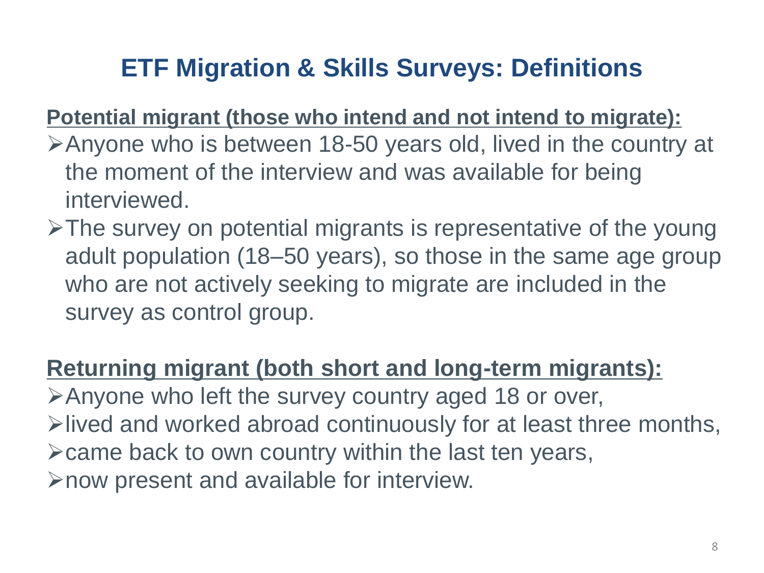# ETF Migration & Skills Surveys: Definitions

**Potential migrant (those who intend and not intend to migrate):**

- Anyone who is between 18-50 years old, lived in the country at the moment of the interview and was available for being interviewed.
- The survey on potential migrants is representative of the young adult population (18–50 years), so those in the same age group who are not actively seeking to migrate are included in the survey as control group.

**Returning migrant (both short and long-term migrants):**

- Anyone who left the survey country aged 18 or over,
- lived and worked abroad continuously for at least three months,
- came back to own country within the last ten years,
- now present and available for interview.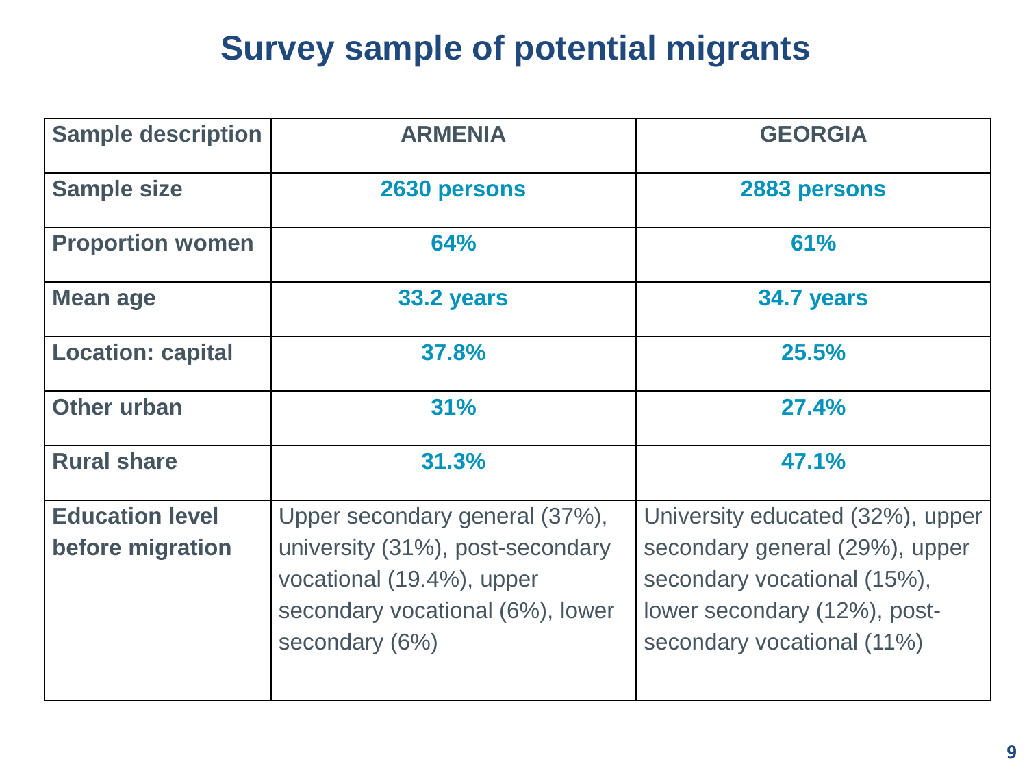# Survey sample of potential migrants

| Sample description | ARMENIA | GEORGIA |
|---|---|---|
| **Sample size** | **2630 persons** | **2883 persons** |
| **Proportion women** | **64%** | **61%** |
| **Mean age** | **33.2 years** | **34.7 years** |
| **Location: capital** | **37.8%** | **25.5%** |
| **Other urban** | **31%** | **27.4%** |
| **Rural share** | **31.3%** | **47.1%** |
| **Education level before migration** | Upper secondary general (37%), university (31%), post-secondary vocational (19.4%), upper secondary vocational (6%), lower secondary (6%) | University educated (32%), upper secondary general (29%), upper secondary vocational (15%), lower secondary (12%), post-secondary vocational (11%) |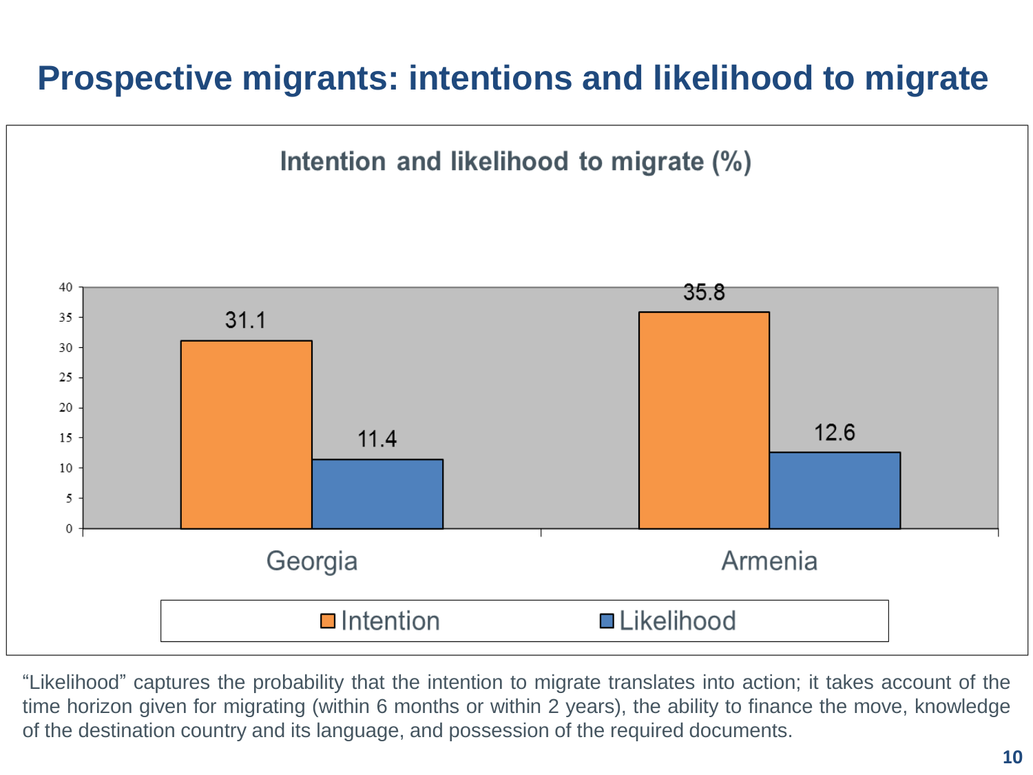# Prospective migrants: intentions and likelihood to migrate

**Intention and likelihood to migrate (%)**

| | Intention | Likelihood |
|---|---|---|
| Georgia | 31.1 | 11.4 |
| Armenia | 35.8 | 12.6 |

“Likelihood” captures the probability that the intention to migrate translates into action; it takes account of the time horizon given for migrating (within 6 months or within 2 years), the ability to finance the move, knowledge of the destination country and its language, and possession of the required documents.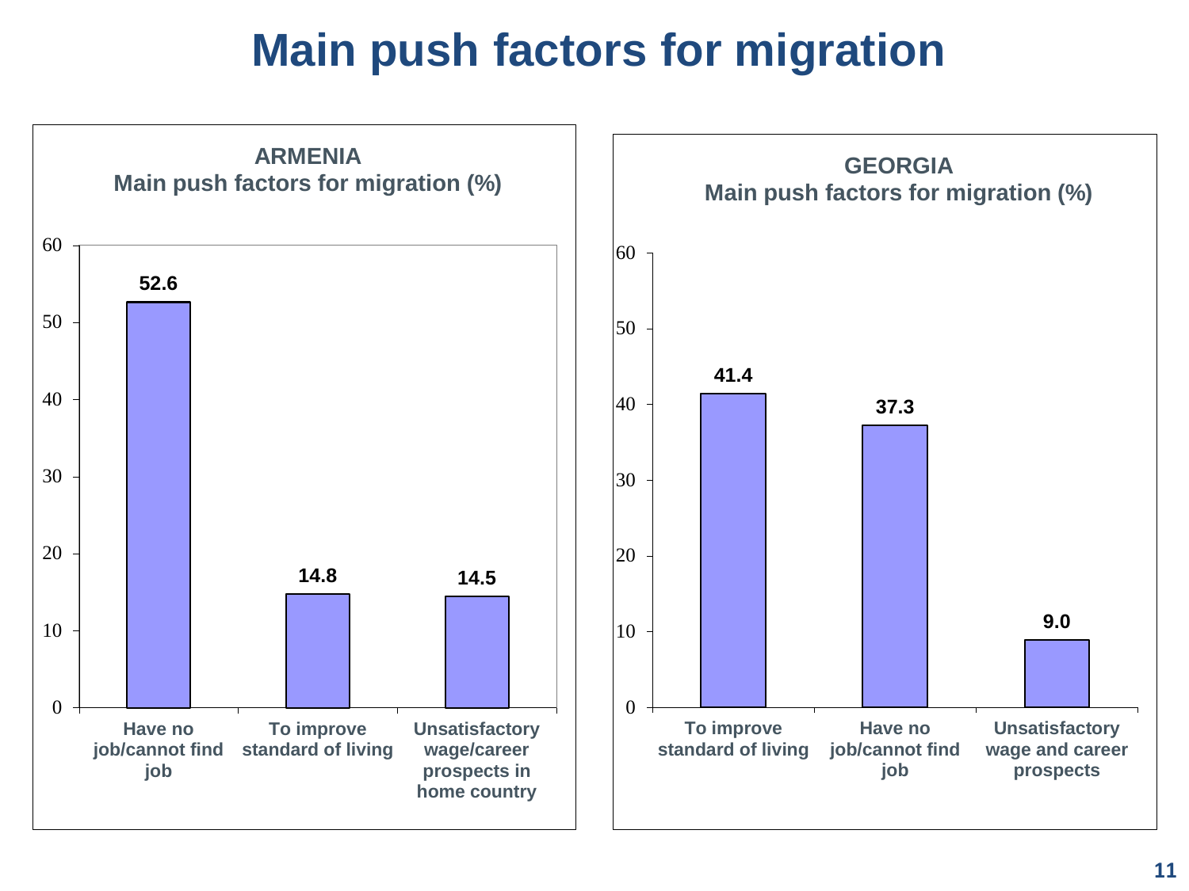# Main push factors for migration

**ARMENIA**
**Main push factors for migration (%)**

| Push factor | % |
|---|---|
| Have no job/cannot find job | 52.6 |
| To improve standard of living | 14.8 |
| Unsatisfactory wage/career prospects in home country | 14.5 |

**GEORGIA**
**Main push factors for migration (%)**

| Push factor | % |
|---|---|
| To improve standard of living | 41.4 |
| Have no job/cannot find job | 37.3 |
| Unsatisfactory wage and career prospects | 9.0 |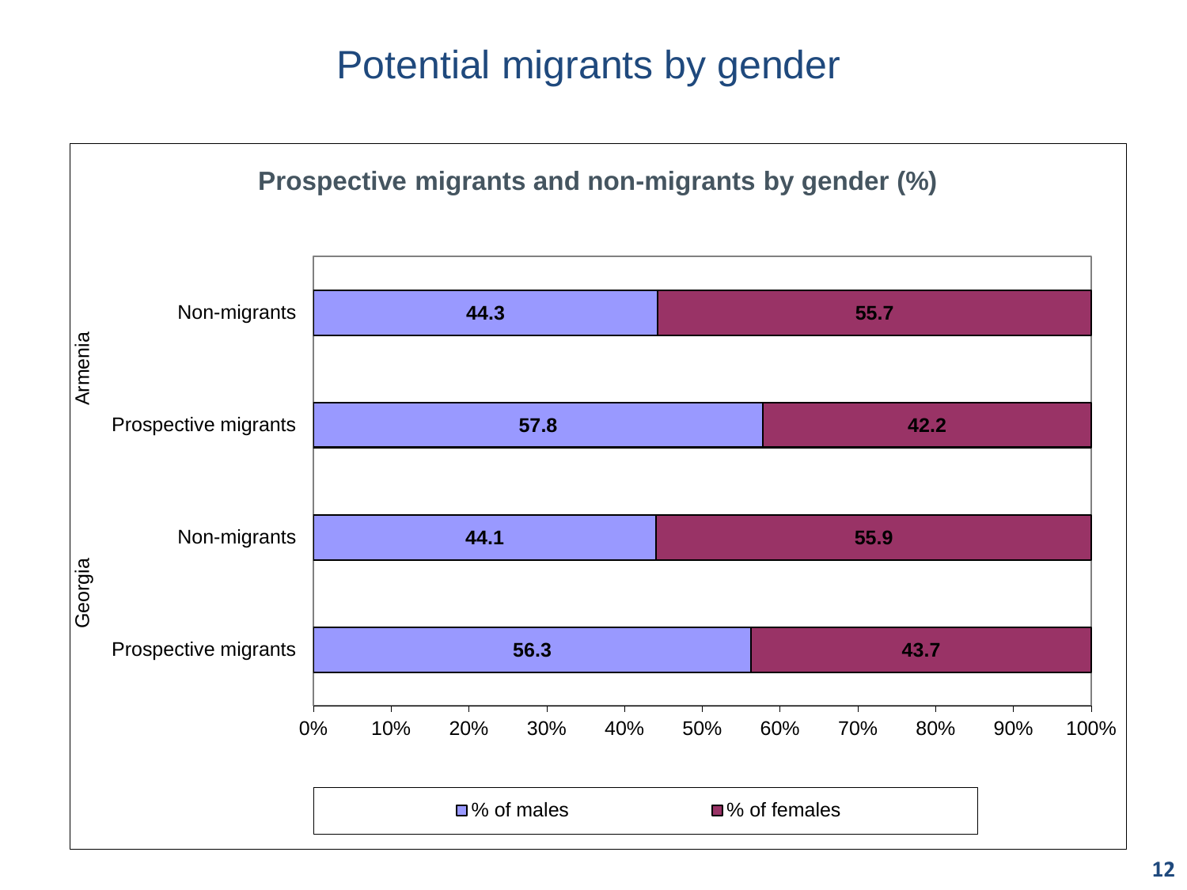# Potential migrants by gender

**Prospective migrants and non-migrants by gender (%)**

| Country | Group | % of males | % of females |
|---|---|---|---|
| Armenia | Non-migrants | 44.3 | 55.7 |
| Armenia | Prospective migrants | 57.8 | 42.2 |
| Georgia | Non-migrants | 44.1 | 55.9 |
| Georgia | Prospective migrants | 56.3 | 43.7 |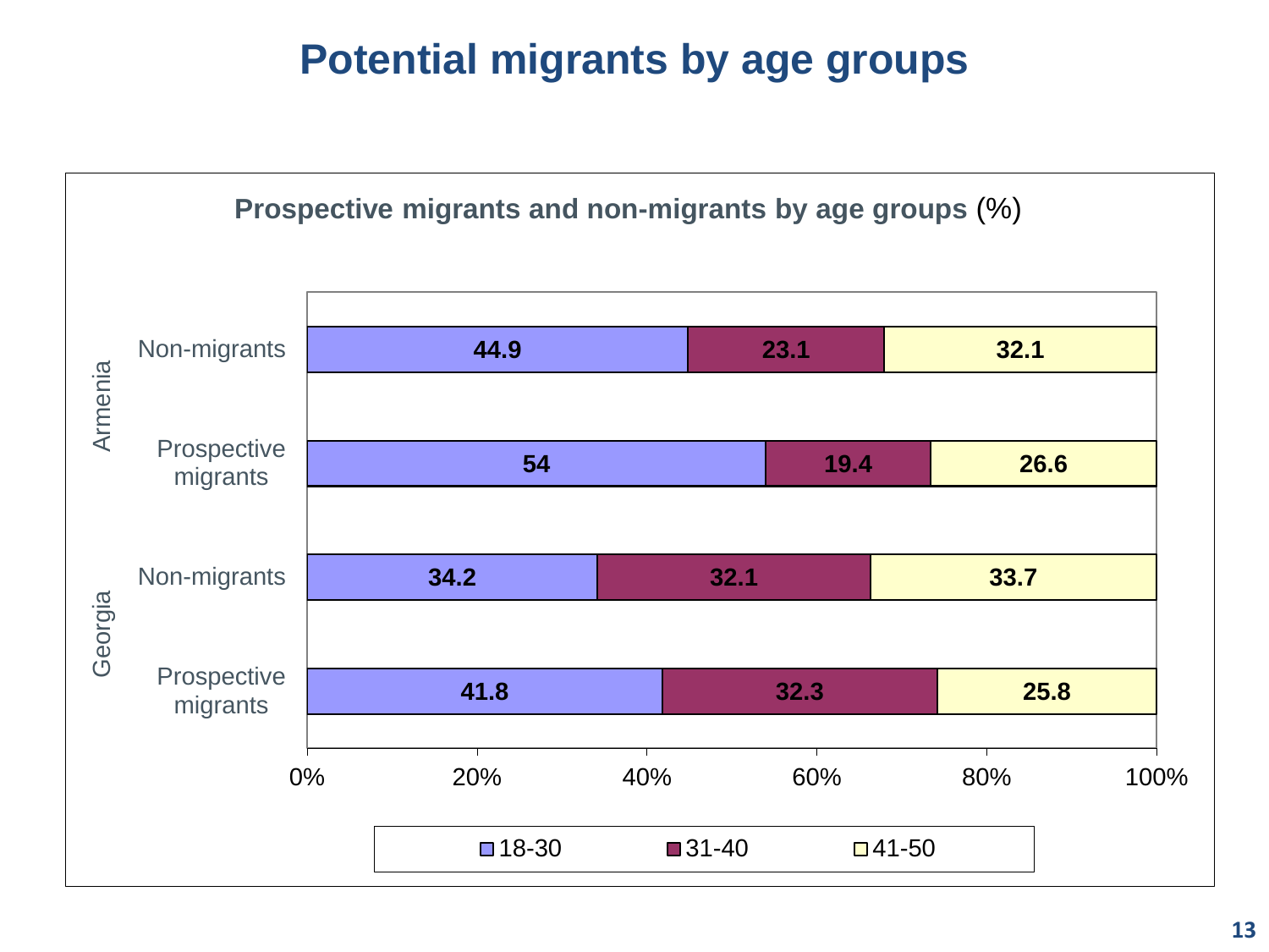# Potential migrants by age groups

**Prospective migrants and non-migrants by age groups** (%)

| Country | Group | 18-30 | 31-40 | 41-50 |
|---|---|---|---|---|
| Armenia | Non-migrants | 44.9 | 23.1 | 32.1 |
| Armenia | Prospective migrants | 54 | 19.4 | 26.6 |
| Georgia | Non-migrants | 34.2 | 32.1 | 33.7 |
| Georgia | Prospective migrants | 41.8 | 32.3 | 25.8 |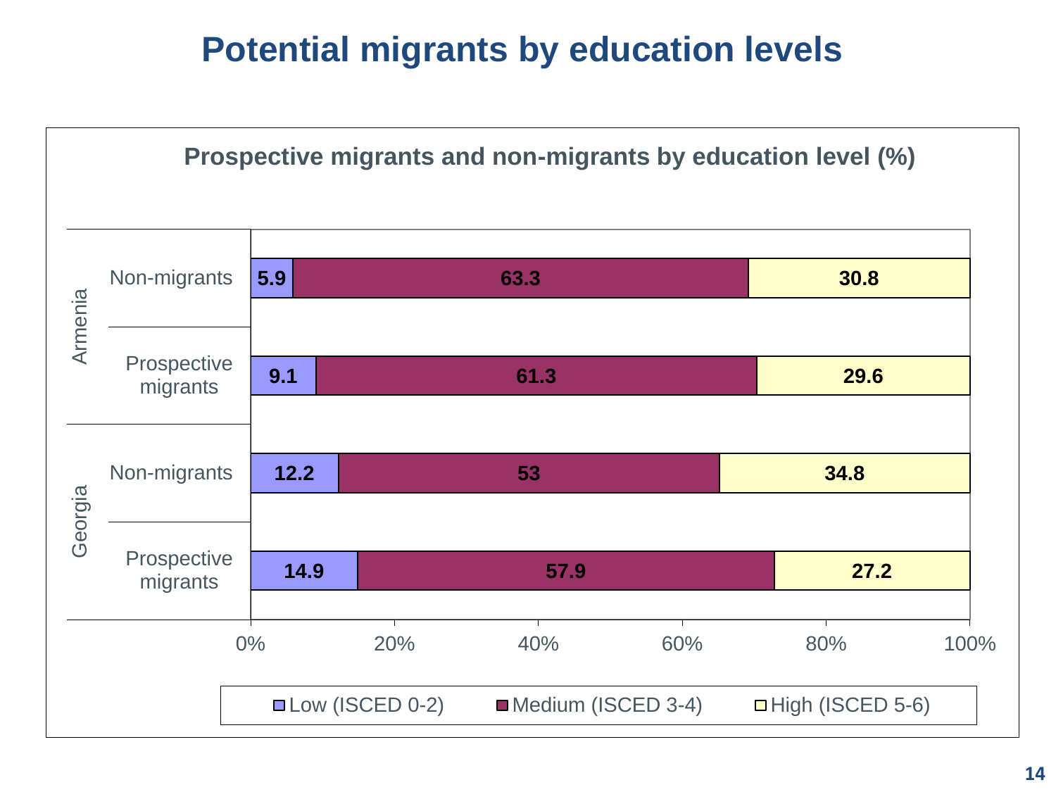# Potential migrants by education levels

**Prospective migrants and non-migrants by education level (%)**

| Country | Group | Low (ISCED 0-2) | Medium (ISCED 3-4) | High (ISCED 5-6) |
|---|---|---|---|---|
| Armenia | Non-migrants | 5.9 | 63.3 | 30.8 |
| Armenia | Prospective migrants | 9.1 | 61.3 | 29.6 |
| Georgia | Non-migrants | 12.2 | 53 | 34.8 |
| Georgia | Prospective migrants | 14.9 | 57.9 | 27.2 |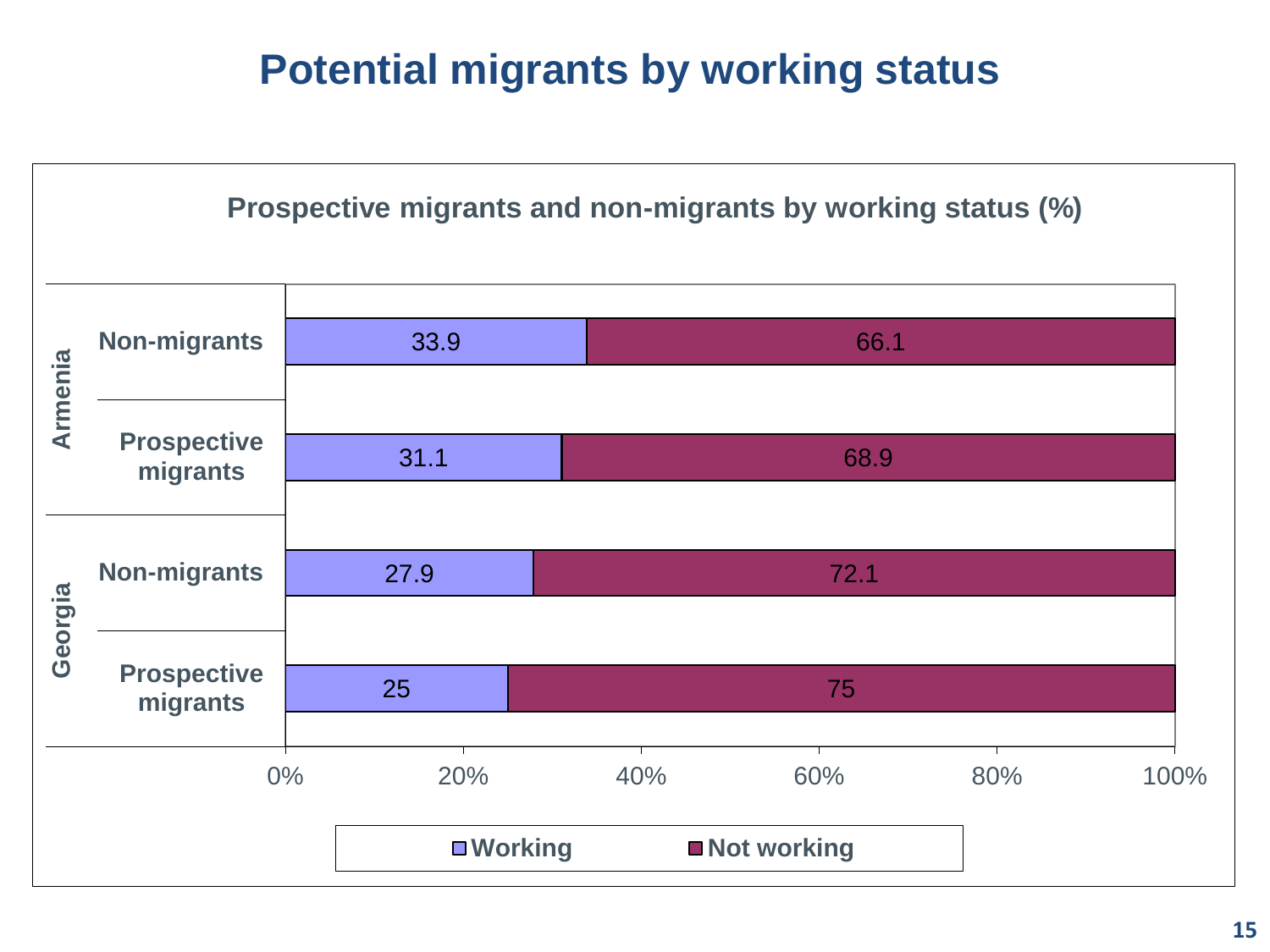# Potential migrants by working status

**Prospective migrants and non-migrants by working status (%)**

| Country | Group | Working | Not working |
|---|---|---|---|
| Armenia | Non-migrants | 33.9 | 66.1 |
| Armenia | Prospective migrants | 31.1 | 68.9 |
| Georgia | Non-migrants | 27.9 | 72.1 |
| Georgia | Prospective migrants | 25 | 75 |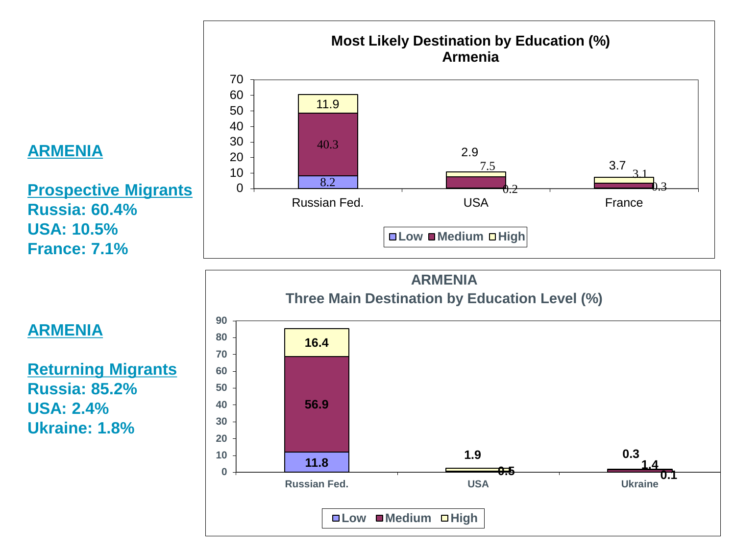**ARMENIA**

**Prospective Migrants**
**Russia: 60.4%**
**USA: 10.5%**
**France: 7.1%**

**Most Likely Destination by Education (%)**
**Armenia**

| | Low | Medium | High |
|---|---|---|---|
| Russian Fed. | 8.2 | 40.3 | 11.9 |
| USA | 0.2 | 7.5 | 2.9 |
| France | 0.3 | 3.1 | 3.7 |

**ARMENIA**

**Returning Migrants**
**Russia: 85.2%**
**USA: 2.4%**
**Ukraine: 1.8%**

**ARMENIA**
**Three Main Destination by Education Level (%)**

| | Low | Medium | High |
|---|---|---|---|
| Russian Fed. | 11.8 | 56.9 | 16.4 |
| USA | 0.5 | | 1.9 |
| Ukraine | 0.1 | 1.4 | 0.3 |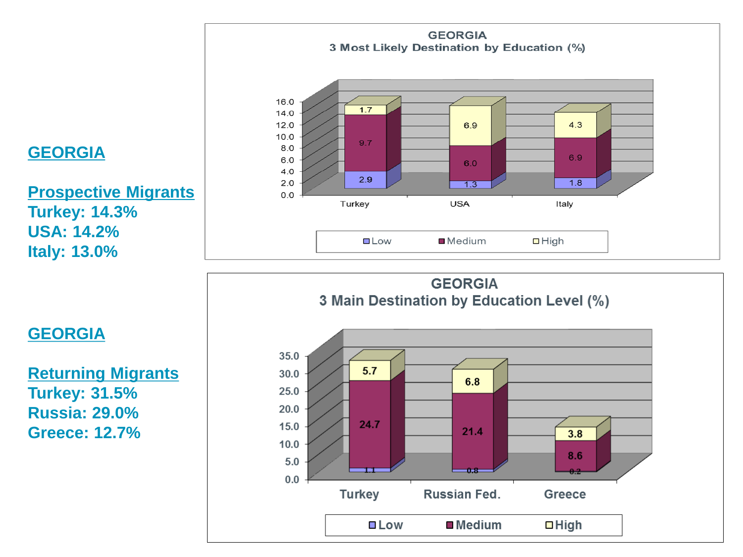## GEORGIA

### Prospective Migrants

Turkey: 14.3%
USA: 14.2%
Italy: 13.0%

**GEORGIA**
**3 Most Likely Destination by Education (%)**

| | Low | Medium | High |
|---|---|---|---|
| Turkey | 2.9 | 9.7 | 1.7 |
| USA | 1.3 | 6.0 | 6.9 |
| Italy | 1.8 | 6.9 | 4.3 |

## GEORGIA

### Returning Migrants

Turkey: 31.5%
Russia: 29.0%
Greece: 12.7%

**GEORGIA**
**3 Main Destination by Education Level (%)**

| | Low | Medium | High |
|---|---|---|---|
| Turkey | 1.1 | 24.7 | 5.7 |
| Russian Fed. | 0.8 | 21.4 | 6.8 |
| Greece | 0.2 | 8.6 | 3.8 |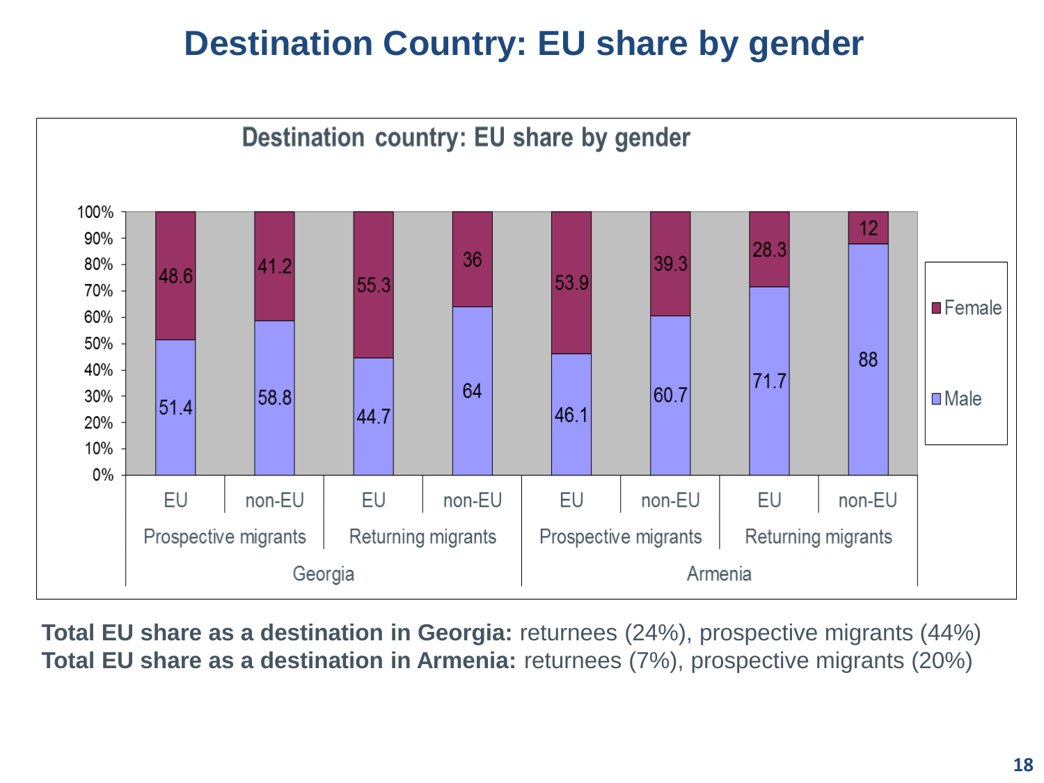# Destination Country: EU share by gender

**Destination country: EU share by gender**

| Country | Group | Destination | Female | Male |
|---|---|---|---|---|
| Georgia | Prospective migrants | EU | 48.6 | 51.4 |
| | | non-EU | 41.2 | 58.8 |
| | Returning migrants | EU | 55.3 | 44.7 |
| | | non-EU | 36 | 64 |
| Armenia | Prospective migrants | EU | 53.9 | 46.1 |
| | | non-EU | 39.3 | 60.7 |
| | Returning migrants | EU | 28.3 | 71.7 |
| | | non-EU | 12 | 88 |

**Total EU share as a destination in Georgia:** returnees (24%), prospective migrants (44%)
**Total EU share as a destination in Armenia:** returnees (7%), prospective migrants (20%)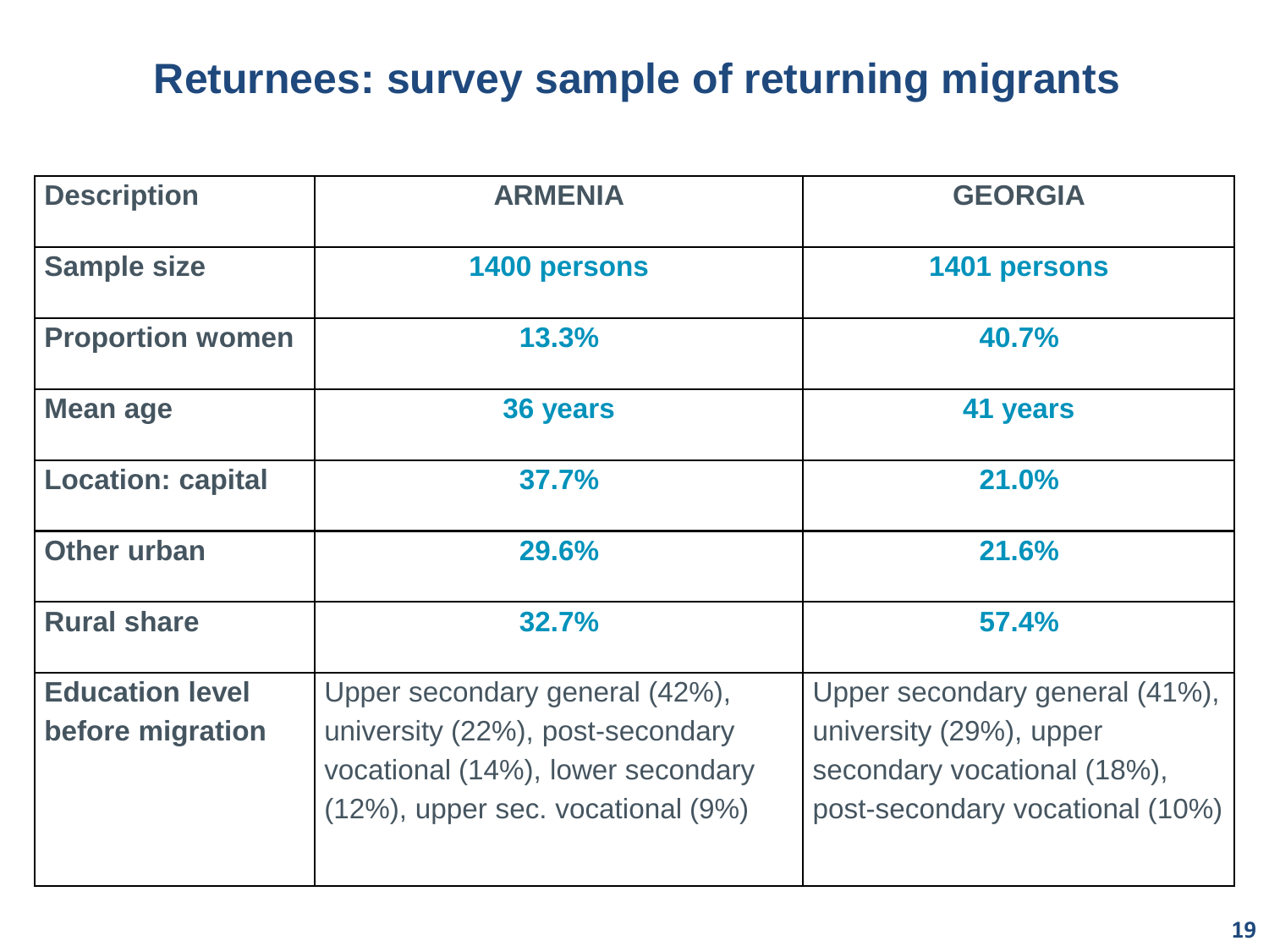# Returnees: survey sample of returning migrants

| Description | ARMENIA | GEORGIA |
|---|---|---|
| **Sample size** | **1400 persons** | **1401 persons** |
| **Proportion women** | **13.3%** | **40.7%** |
| **Mean age** | **36 years** | **41 years** |
| **Location: capital** | **37.7%** | **21.0%** |
| **Other urban** | **29.6%** | **21.6%** |
| **Rural share** | **32.7%** | **57.4%** |
| **Education level before migration** | Upper secondary general (42%), university (22%), post-secondary vocational (14%), lower secondary (12%), upper sec. vocational (9%) | Upper secondary general (41%), university (29%), upper secondary vocational (18%), post-secondary vocational (10%) |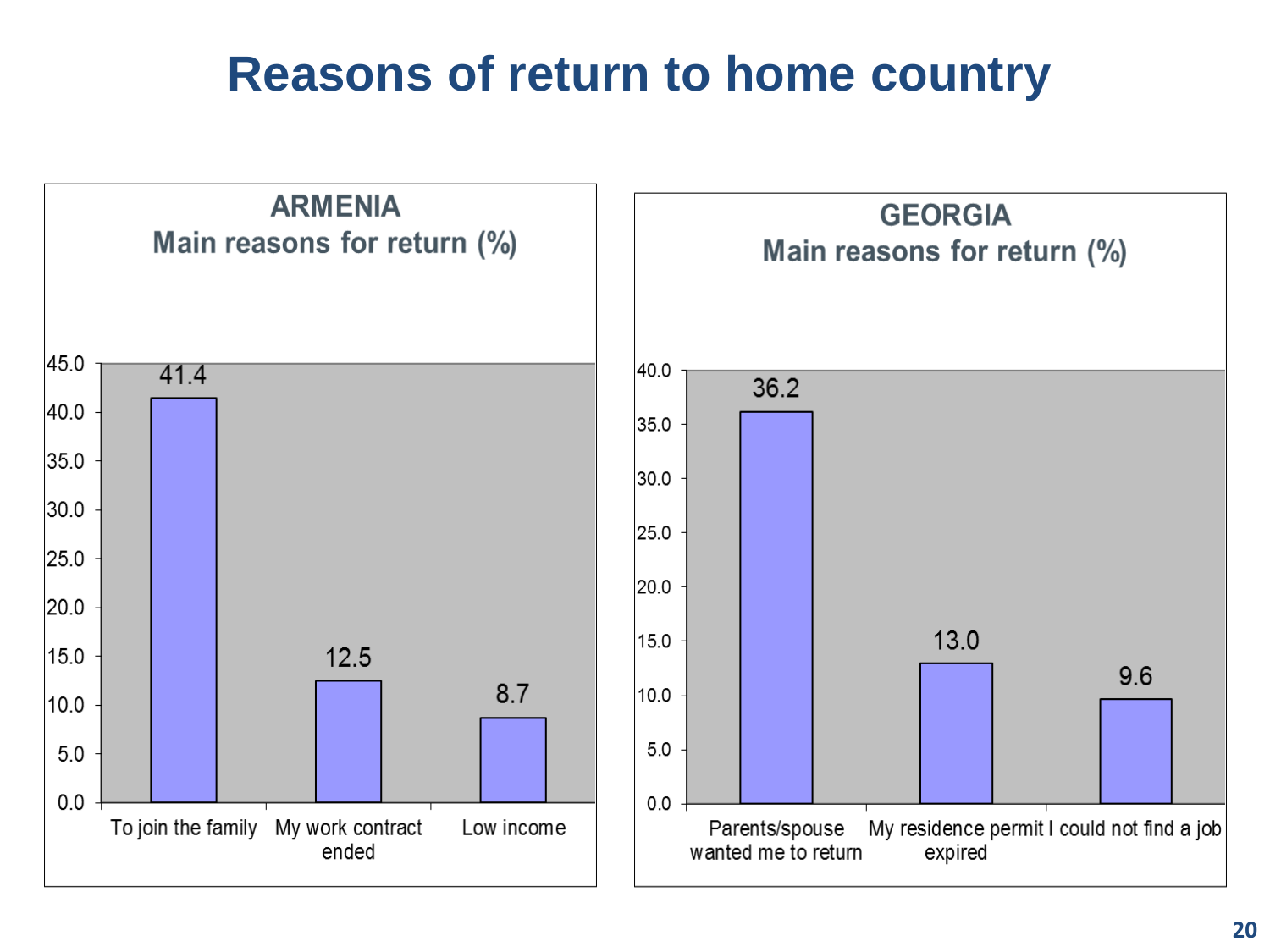# Reasons of return to home country

## ARMENIA
### Main reasons for return (%)

| Reason | % |
|---|---|
| To join the family | 41.4 |
| My work contract ended | 12.5 |
| Low income | 8.7 |

## GEORGIA
### Main reasons for return (%)

| Reason | % |
|---|---|
| Parents/spouse wanted me to return | 36.2 |
| My residence permit expired | 13.0 |
| I could not find a job | 9.6 |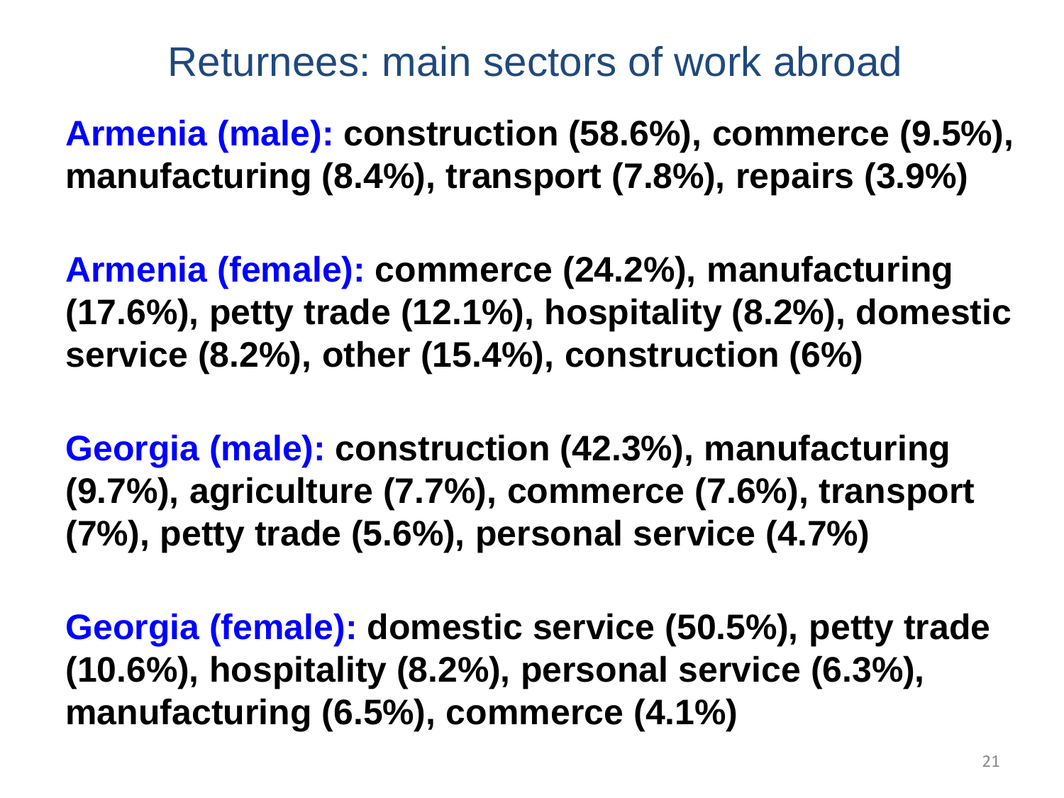# Returnees: main sectors of work abroad

**Armenia (male):** **construction (58.6%), commerce (9.5%), manufacturing (8.4%), transport (7.8%), repairs (3.9%)**

**Armenia (female):** **commerce (24.2%), manufacturing (17.6%), petty trade (12.1%), hospitality (8.2%), domestic service (8.2%), other (15.4%), construction (6%)**

**Georgia (male):** **construction (42.3%), manufacturing (9.7%), agriculture (7.7%), commerce (7.6%), transport (7%), petty trade (5.6%), personal service (4.7%)**

**Georgia (female):** **domestic service (50.5%), petty trade (10.6%), hospitality (8.2%), personal service (6.3%), manufacturing (6.5%), commerce (4.1%)**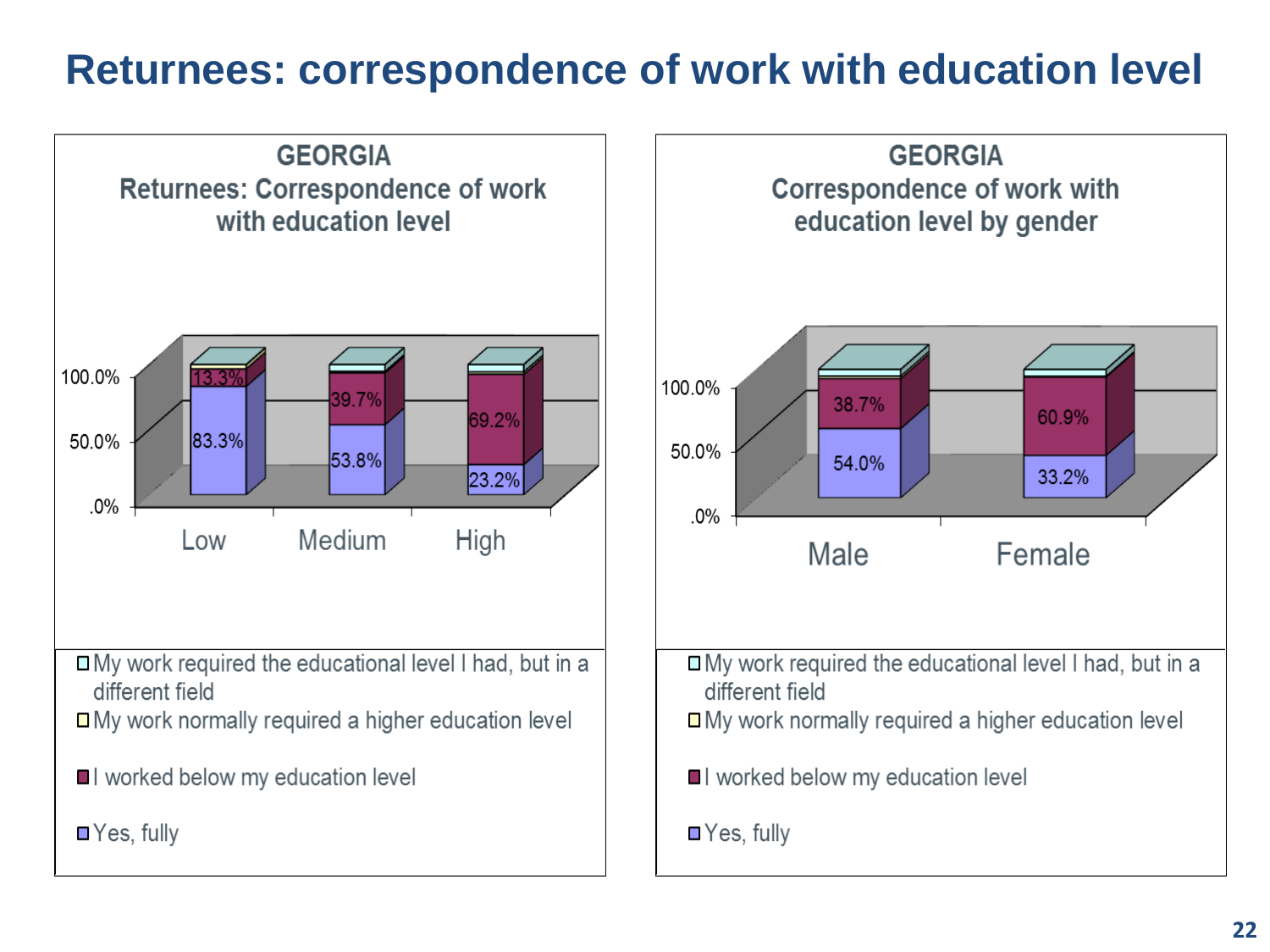# Returnees: correspondence of work with education level

**GEORGIA**
**Returnees: Correspondence of work with education level**

| | Low | Medium | High |
|---|---|---|---|
| I worked below my education level | 13.3% | 39.7% | 69.2% |
| Yes, fully | 83.3% | 53.8% | 23.2% |

- My work required the educational level I had, but in a different field
- My work normally required a higher education level
- I worked below my education level
- Yes, fully

**GEORGIA**
**Correspondence of work with education level by gender**

| | Male | Female |
|---|---|---|
| I worked below my education level | 38.7% | 60.9% |
| Yes, fully | 54.0% | 33.2% |

- My work required the educational level I had, but in a different field
- My work normally required a higher education level
- I worked below my education level
- Yes, fully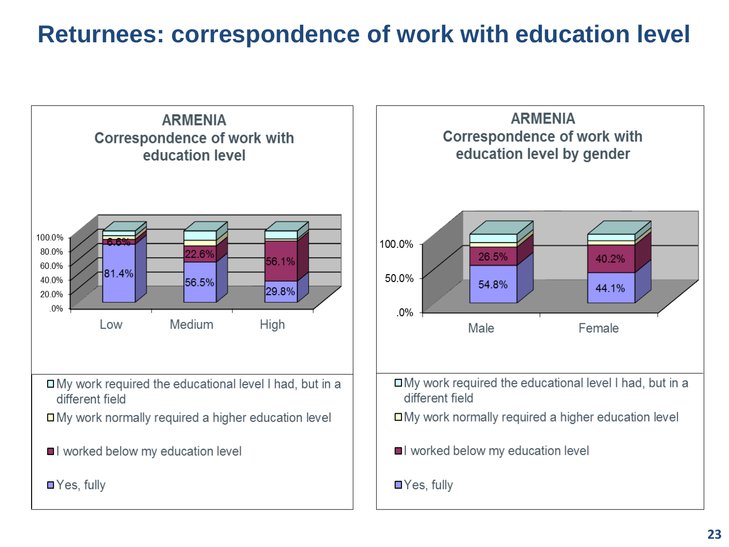# Returnees: correspondence of work with education level

**ARMENIA**
**Correspondence of work with education level**

| | Low | Medium | High |
|---|---|---|---|
| Yes, fully | 81.4% | 56.5% | 29.8% |
| I worked below my education level | 6.6% | 22.6% | 56.1% |

- My work required the educational level I had, but in a different field
- My work normally required a higher education level
- I worked below my education level
- Yes, fully

**ARMENIA**
**Correspondence of work with education level by gender**

| | Male | Female |
|---|---|---|
| Yes, fully | 54.8% | 44.1% |
| I worked below my education level | 26.5% | 40.2% |

- My work required the educational level I had, but in a different field
- My work normally required a higher education level
- I worked below my education level
- Yes, fully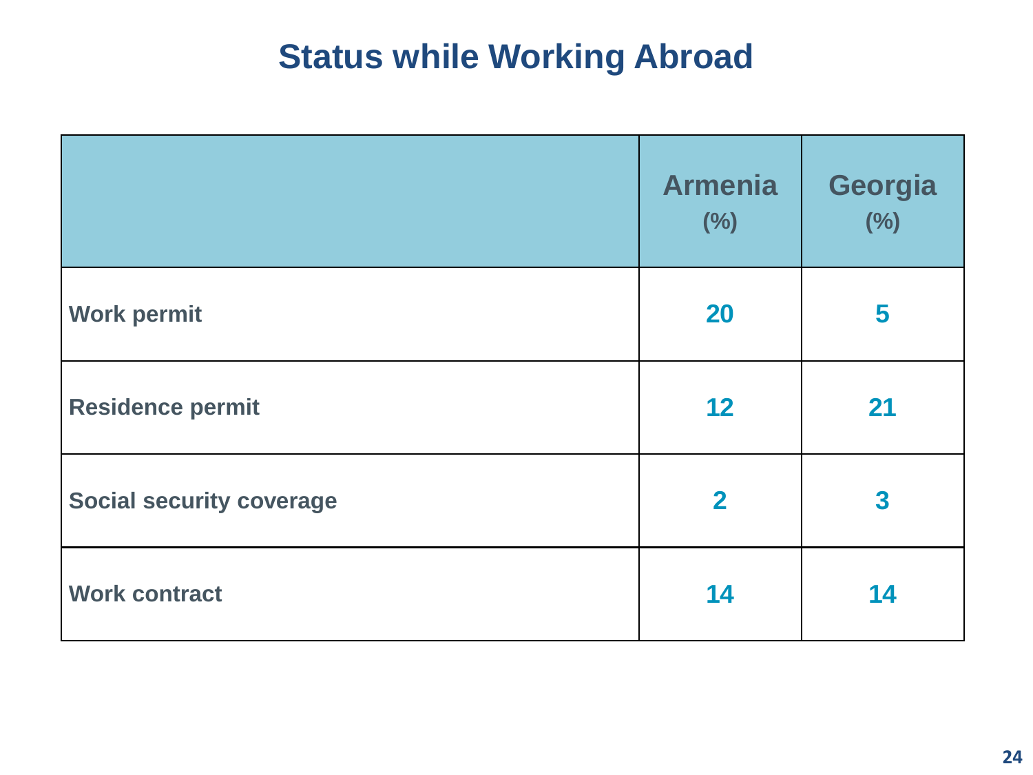# Status while Working Abroad

| | Armenia (%) | Georgia (%) |
|---|---|---|
| **Work permit** | 20 | 5 |
| **Residence permit** | 12 | 21 |
| **Social security coverage** | 2 | 3 |
| **Work contract** | 14 | 14 |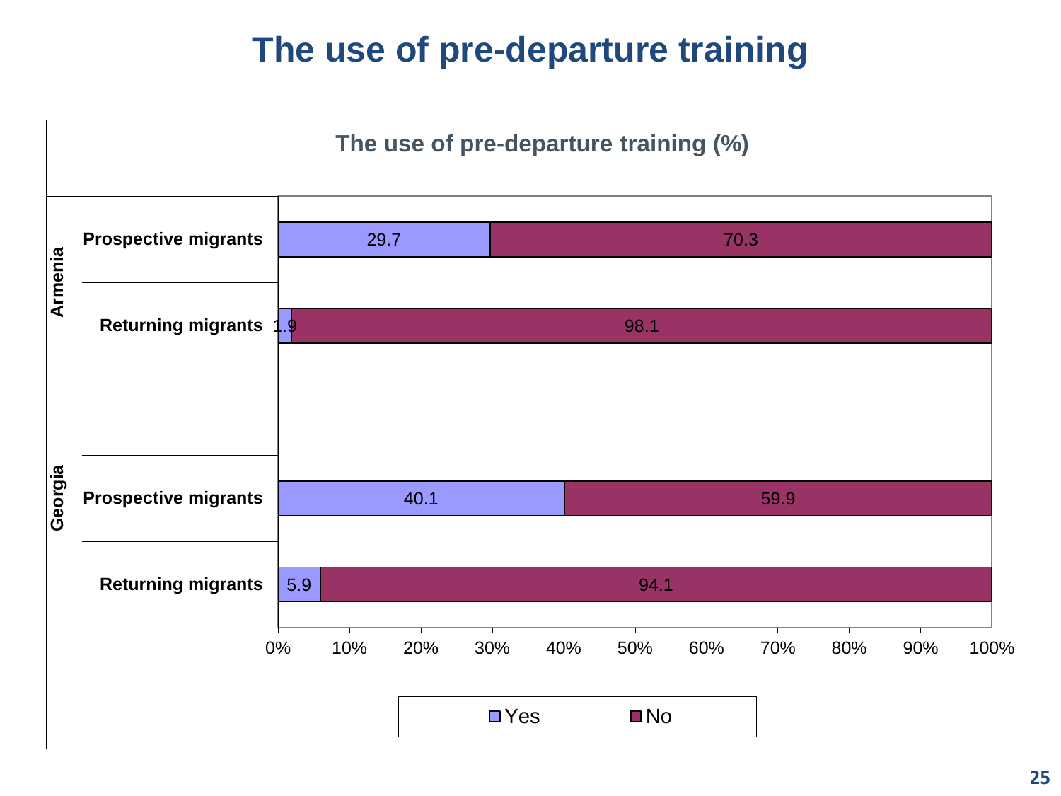# The use of pre-departure training

**The use of pre-departure training (%)**

| Country | Group | Yes | No |
|---|---|---|---|
| Armenia | Prospective migrants | 29.7 | 70.3 |
| Armenia | Returning migrants | 1.9 | 98.1 |
| Georgia | Prospective migrants | 40.1 | 59.9 |
| Georgia | Returning migrants | 5.9 | 94.1 |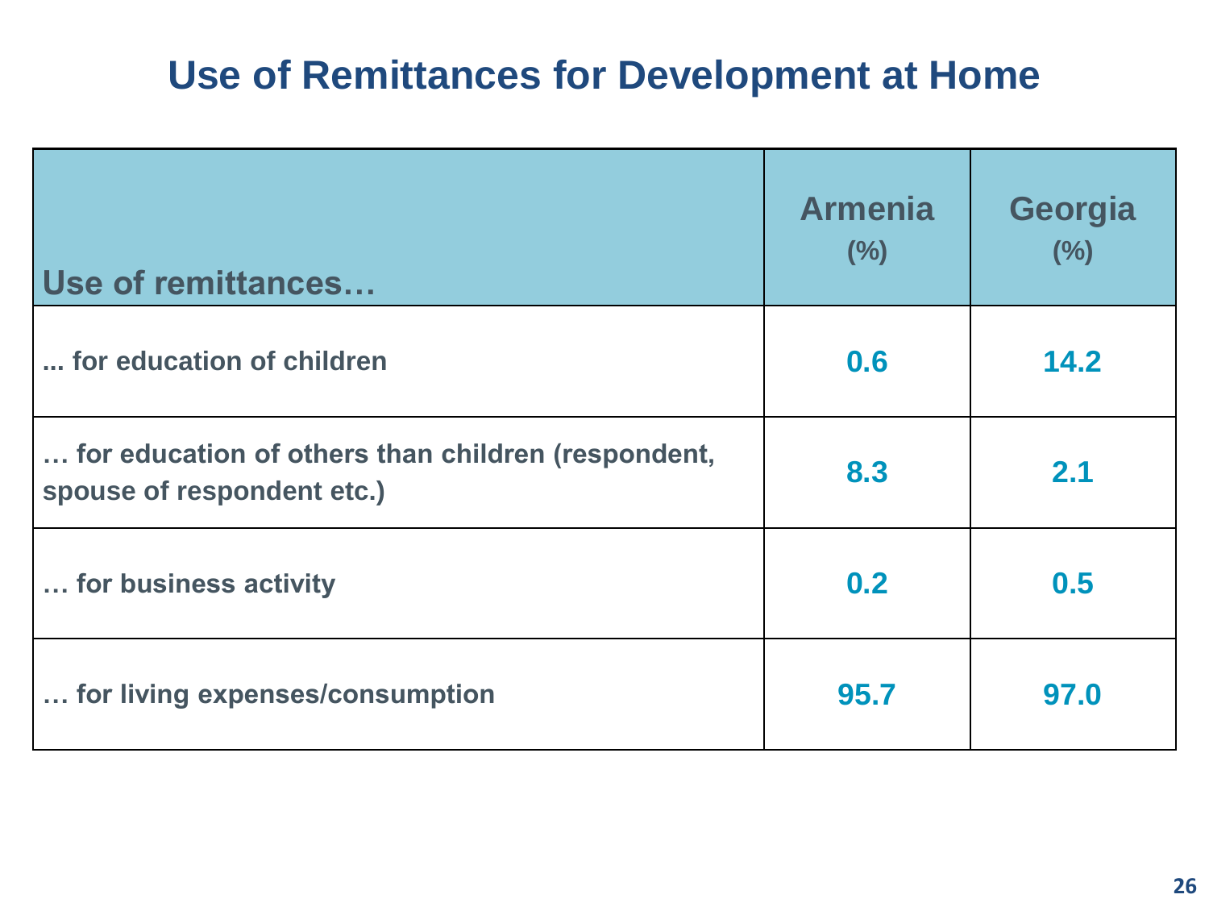# Use of Remittances for Development at Home

| Use of remittances… | Armenia (%) | Georgia (%) |
|---|---|---|
| ... for education of children | 0.6 | 14.2 |
| … for education of others than children (respondent, spouse of respondent etc.) | 8.3 | 2.1 |
| … for business activity | 0.2 | 0.5 |
| … for living expenses/consumption | 95.7 | 97.0 |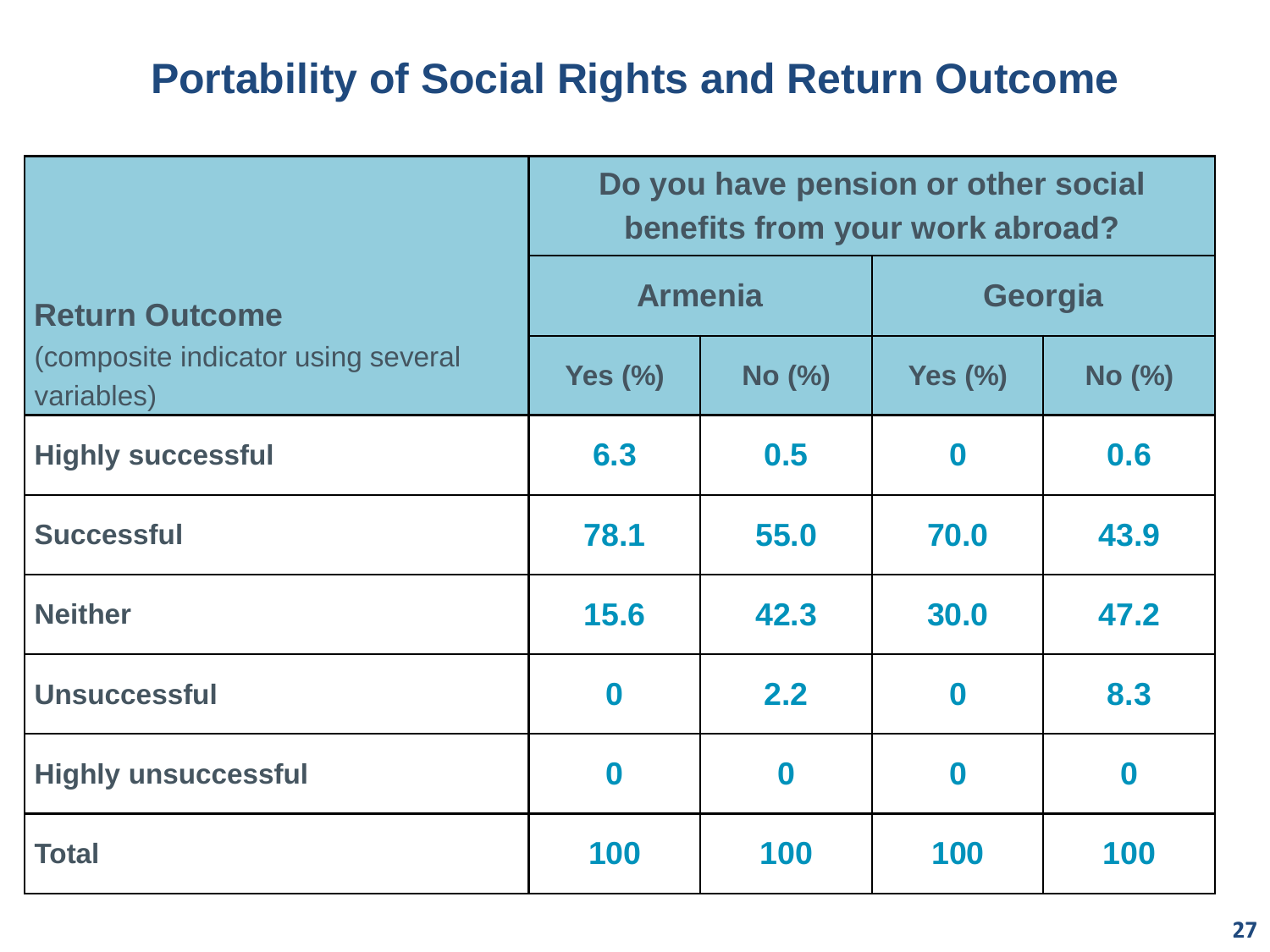# Portability of Social Rights and Return Outcome

| Return Outcome (composite indicator using several variables) | Do you have pension or other social benefits from your work abroad? | | | |
|---|---|---|---|---|
| | Armenia | | Georgia | |
| | Yes (%) | No (%) | Yes (%) | No (%) |
| Highly successful | 6.3 | 0.5 | 0 | 0.6 |
| Successful | 78.1 | 55.0 | 70.0 | 43.9 |
| Neither | 15.6 | 42.3 | 30.0 | 47.2 |
| Unsuccessful | 0 | 2.2 | 0 | 8.3 |
| Highly unsuccessful | 0 | 0 | 0 | 0 |
| Total | 100 | 100 | 100 | 100 |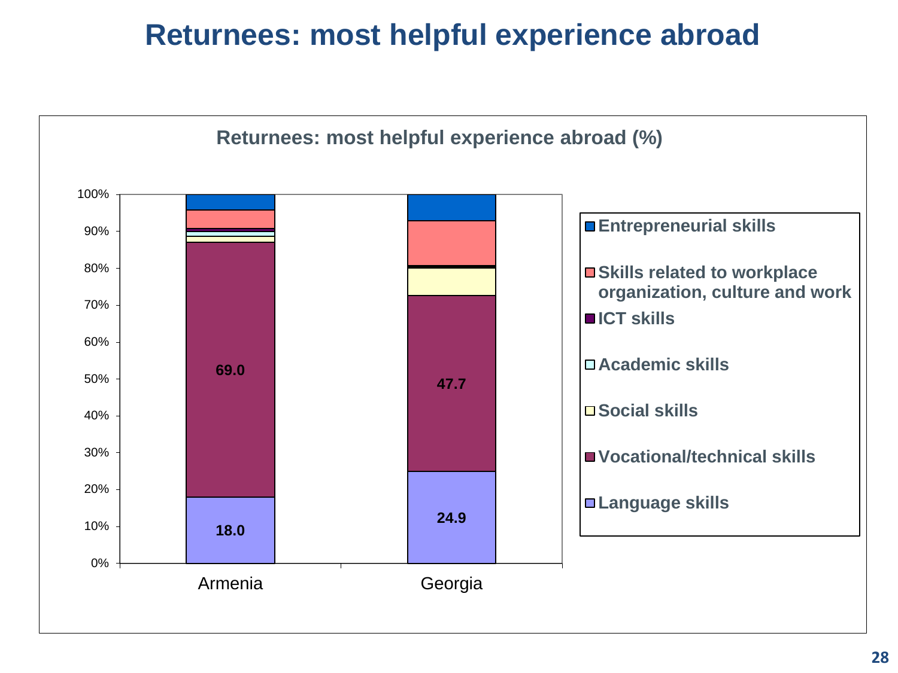# Returnees: most helpful experience abroad

**Returnees: most helpful experience abroad (%)**

| | Armenia | Georgia |
|---|---|---|
| Language skills | 18.0 | 24.9 |
| Vocational/technical skills | 69.0 | 47.7 |

Legend: Entrepreneurial skills; Skills related to workplace organization, culture and work; ICT skills; Academic skills; Social skills; Vocational/technical skills; Language skills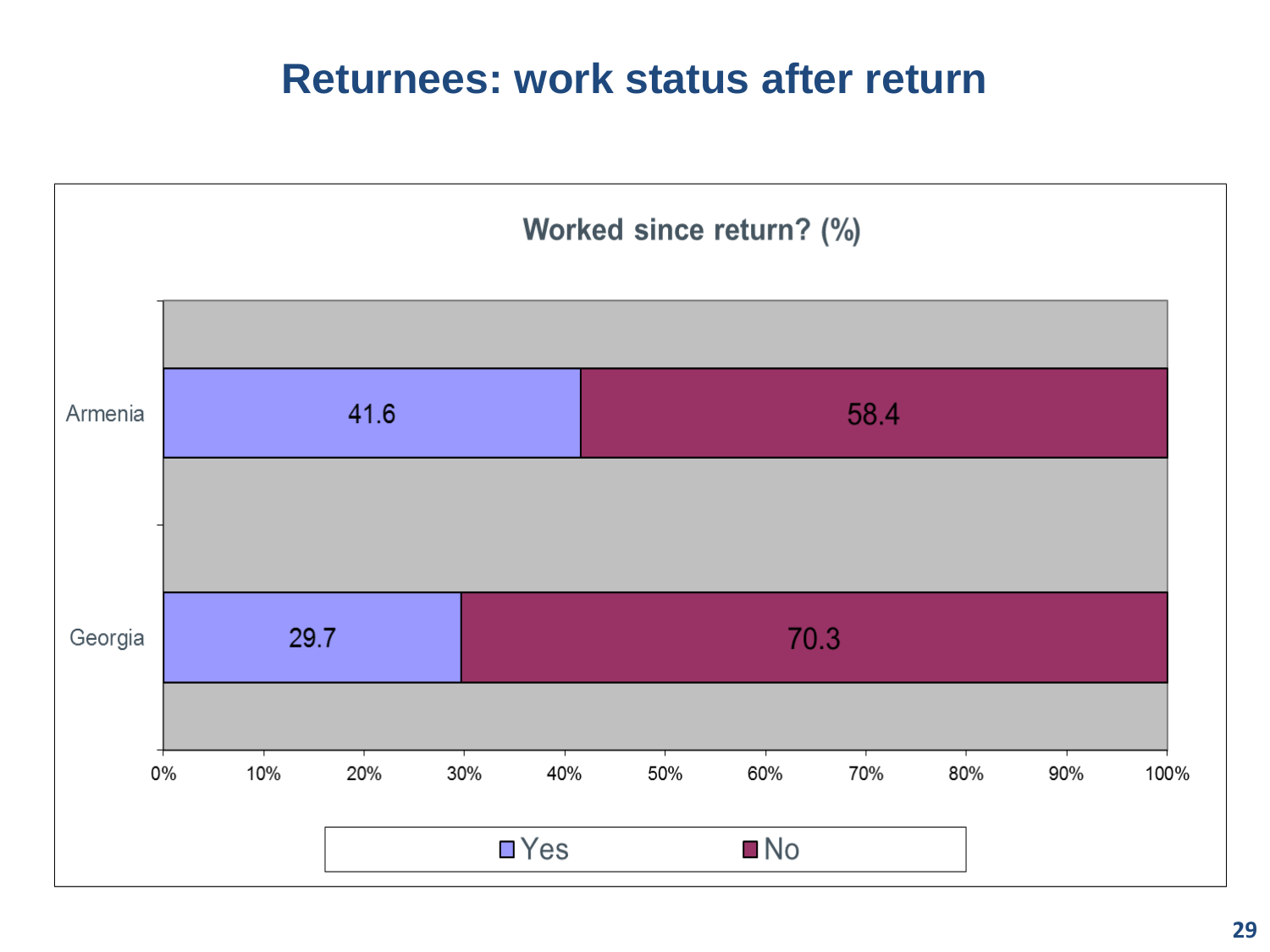# Returnees: work status after return

**Worked since return? (%)**

| | Yes | No |
|---|---|---|
| Armenia | 41.6 | 58.4 |
| Georgia | 29.7 | 70.3 |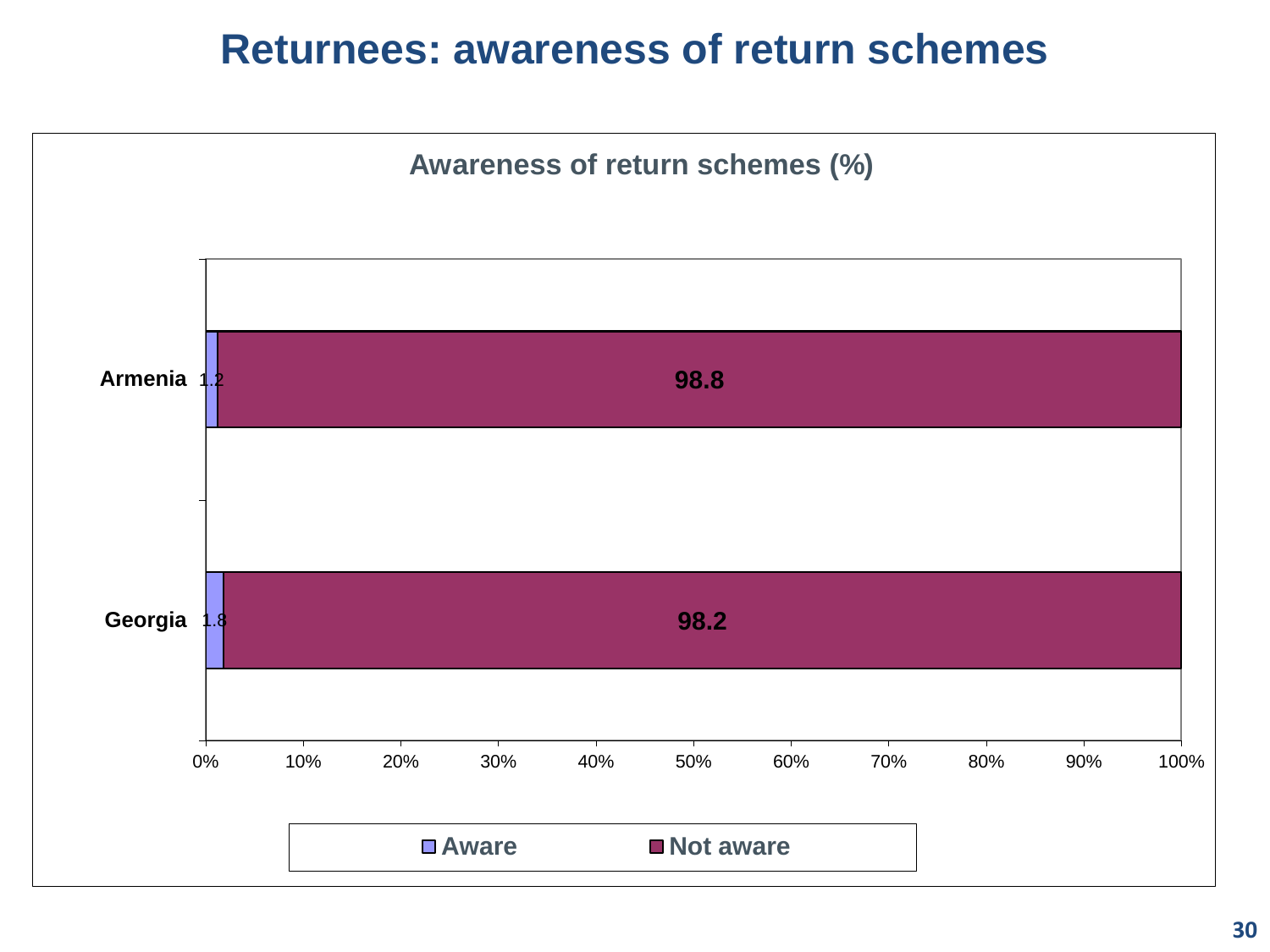# Returnees: awareness of return schemes

## Awareness of return schemes (%)

| | Aware | Not aware |
|---|---|---|
| Armenia | 1.2 | 98.8 |
| Georgia | 1.8 | 98.2 |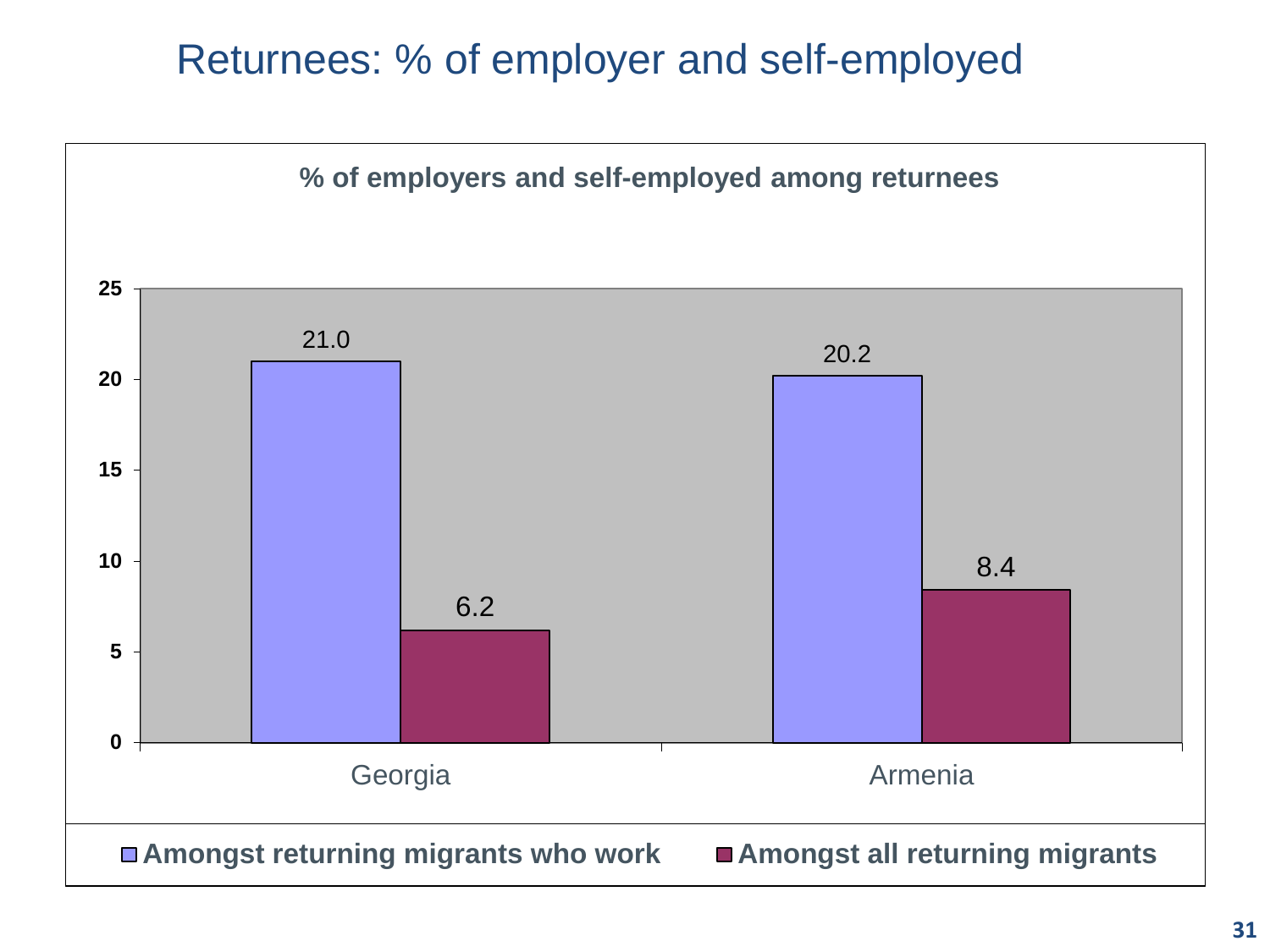# Returnees: % of employer and self-employed

**% of employers and self-employed among returnees**

| | Amongst returning migrants who work | Amongst all returning migrants |
|---|---|---|
| Georgia | 21.0 | 6.2 |
| Armenia | 20.2 | 8.4 |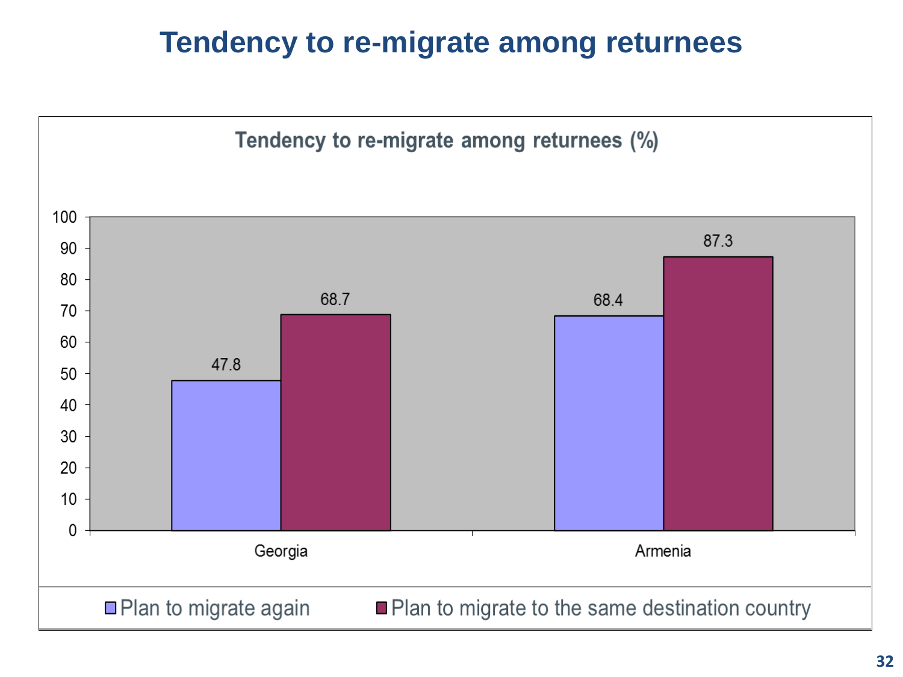# Tendency to re-migrate among returnees

**Tendency to re-migrate among returnees (%)**

| | Plan to migrate again | Plan to migrate to the same destination country |
|---|---|---|
| Georgia | 47.8 | 68.7 |
| Armenia | 68.4 | 87.3 |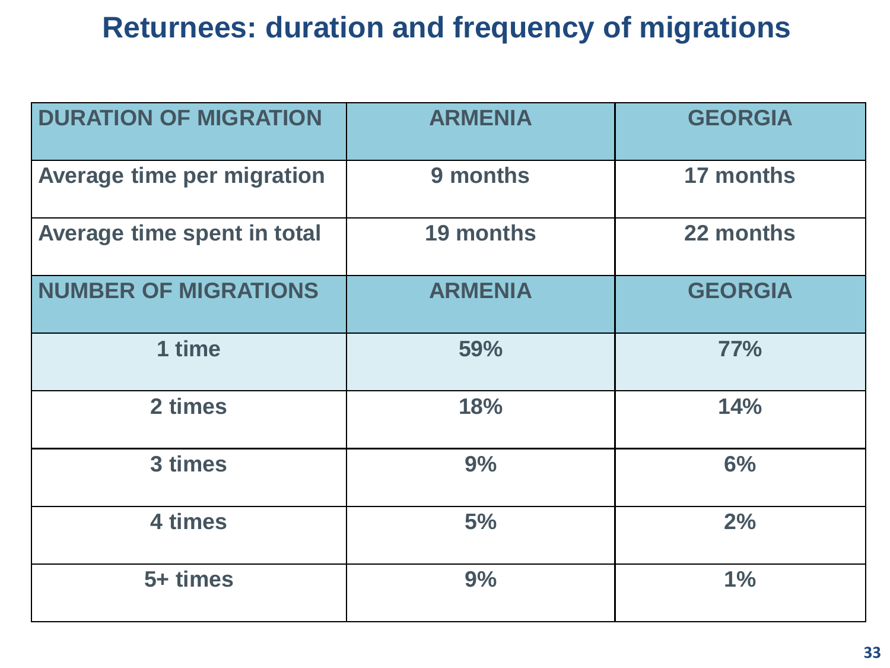# Returnees: duration and frequency of migrations

| DURATION OF MIGRATION | ARMENIA | GEORGIA |
| --- | --- | --- |
| Average time per migration | 9 months | 17 months |
| Average time spent in total | 19 months | 22 months |
| **NUMBER OF MIGRATIONS** | **ARMENIA** | **GEORGIA** |
| 1 time | 59% | 77% |
| 2 times | 18% | 14% |
| 3 times | 9% | 6% |
| 4 times | 5% | 2% |
| 5+ times | 9% | 1% |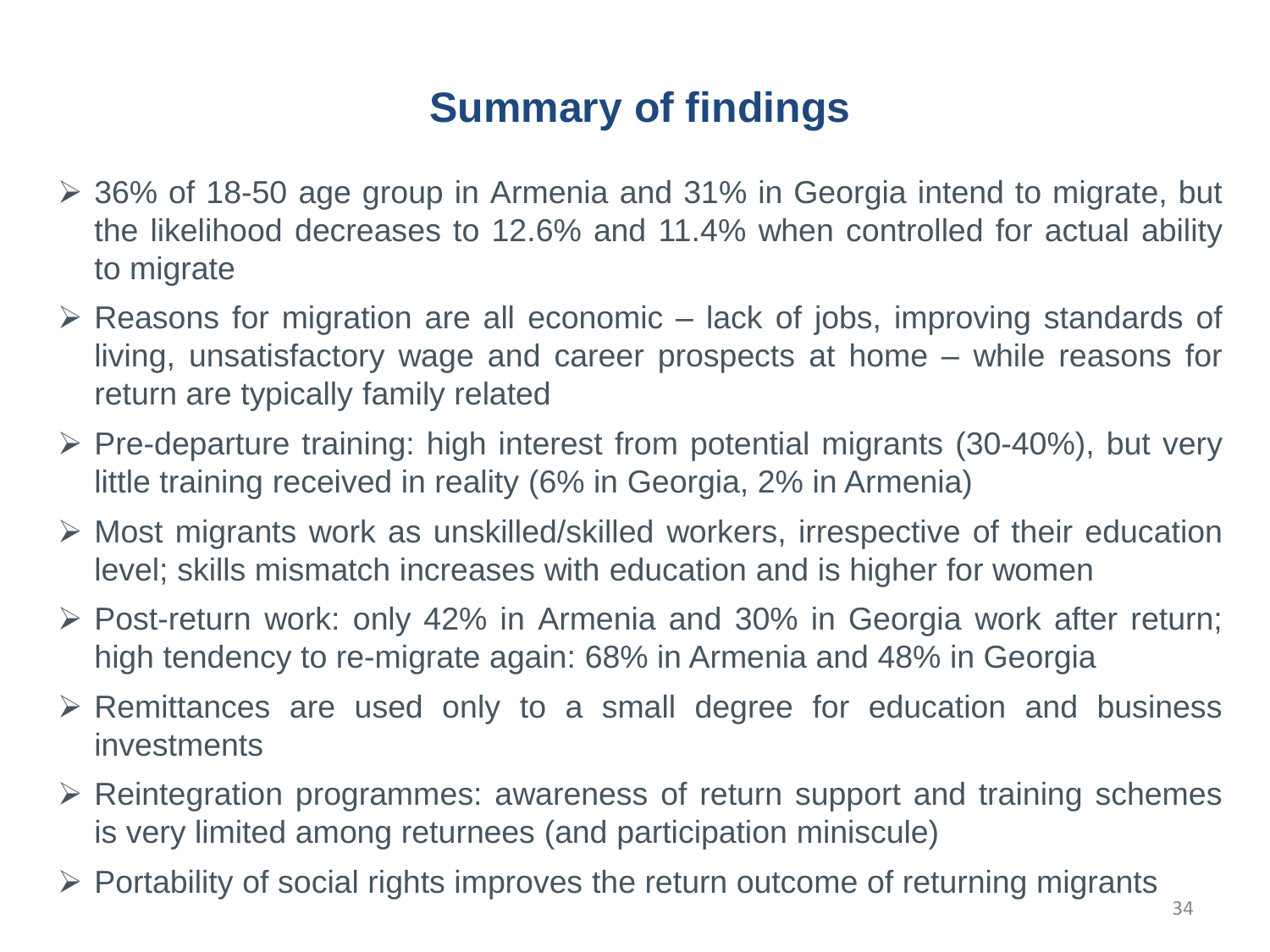# Summary of findings

- 36% of 18-50 age group in Armenia and 31% in Georgia intend to migrate, but the likelihood decreases to 12.6% and 11.4% when controlled for actual ability to migrate
- Reasons for migration are all economic – lack of jobs, improving standards of living, unsatisfactory wage and career prospects at home – while reasons for return are typically family related
- Pre-departure training: high interest from potential migrants (30-40%), but very little training received in reality (6% in Georgia, 2% in Armenia)
- Most migrants work as unskilled/skilled workers, irrespective of their education level; skills mismatch increases with education and is higher for women
- Post-return work: only 42% in Armenia and 30% in Georgia work after return; high tendency to re-migrate again: 68% in Armenia and 48% in Georgia
- Remittances are used only to a small degree for education and business investments
- Reintegration programmes: awareness of return support and training schemes is very limited among returnees (and participation miniscule)
- Portability of social rights improves the return outcome of returning migrants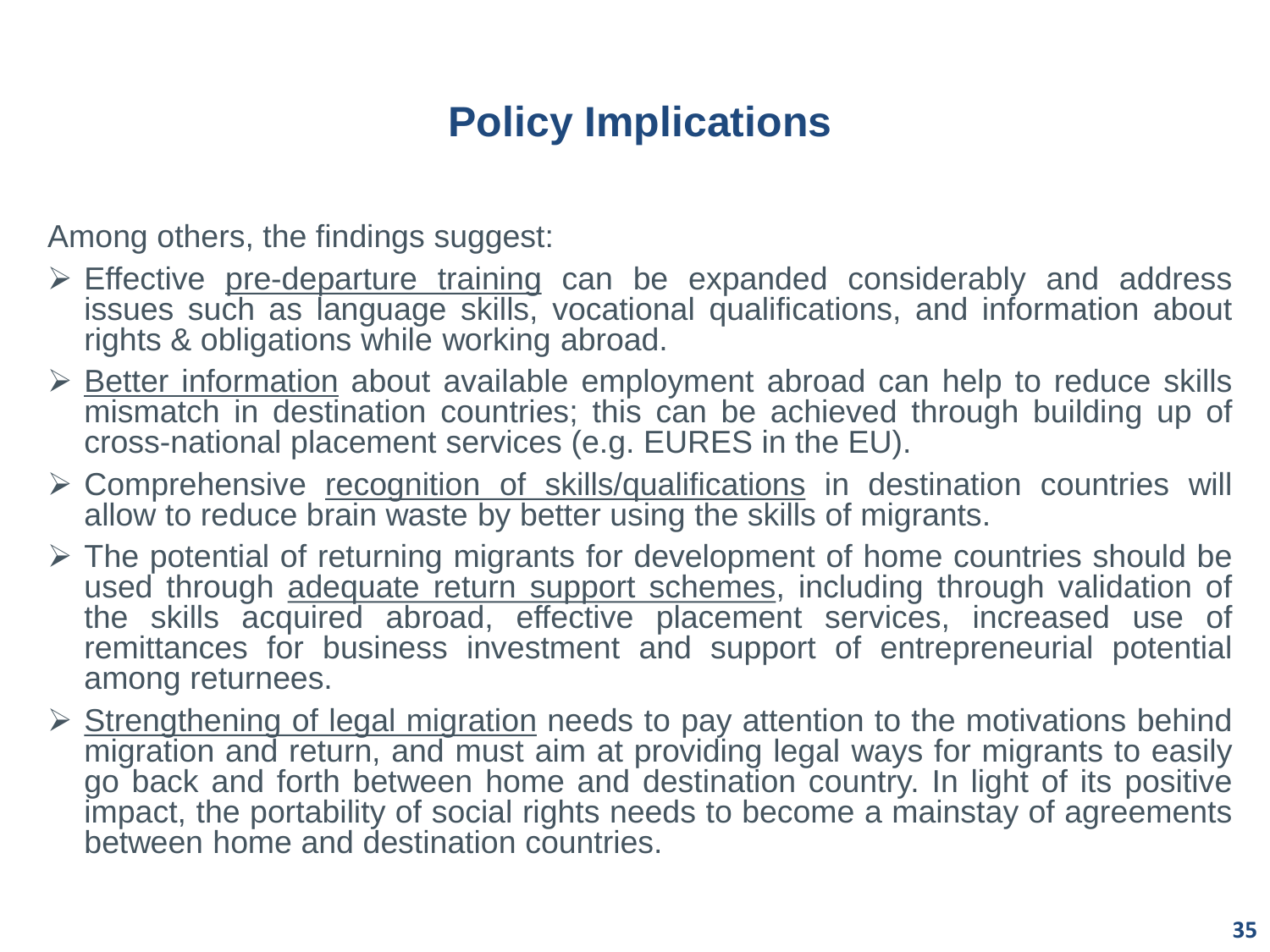# Policy Implications

Among others, the findings suggest:

- Effective <u>pre-departure training</u> can be expanded considerably and address issues such as language skills, vocational qualifications, and information about rights & obligations while working abroad.
- <u>Better information</u> about available employment abroad can help to reduce skills mismatch in destination countries; this can be achieved through building up of cross-national placement services (e.g. EURES in the EU).
- Comprehensive <u>recognition of skills/qualifications</u> in destination countries will allow to reduce brain waste by better using the skills of migrants.
- The potential of returning migrants for development of home countries should be used through <u>adequate return support schemes</u>, including through validation of the skills acquired abroad, effective placement services, increased use of remittances for business investment and support of entrepreneurial potential among returnees.
- <u>Strengthening of legal migration</u> needs to pay attention to the motivations behind migration and return, and must aim at providing legal ways for migrants to easily go back and forth between home and destination country. In light of its positive impact, the portability of social rights needs to become a mainstay of agreements between home and destination countries.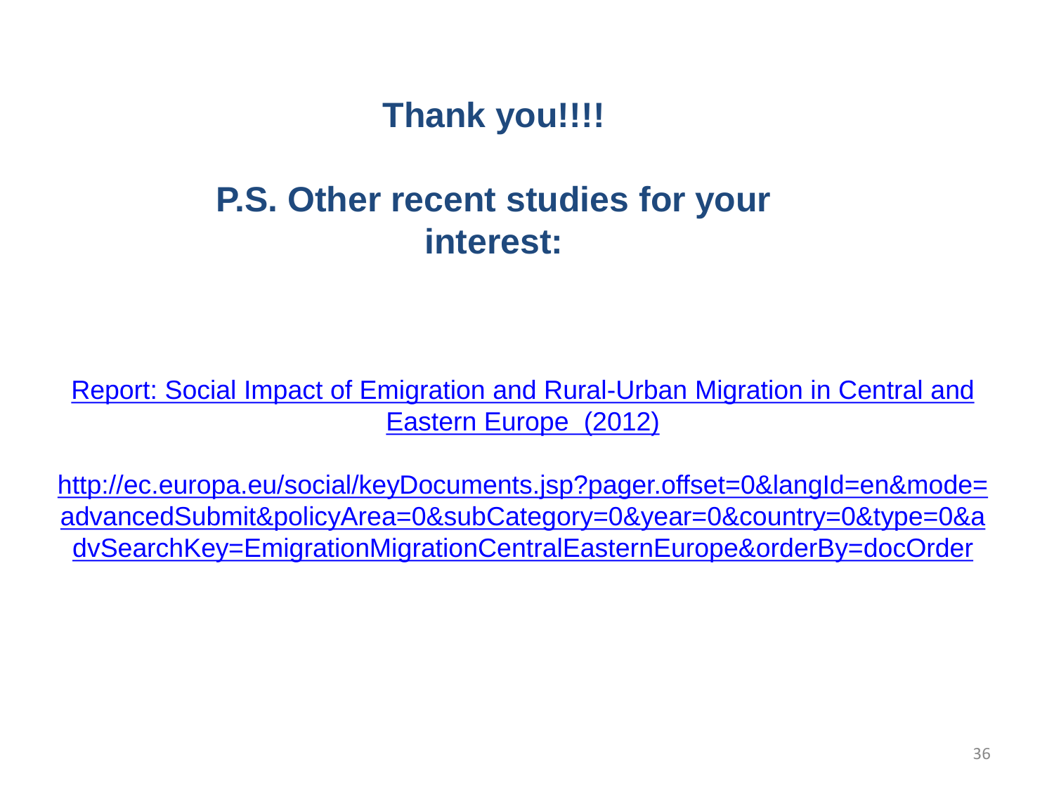# Thank you!!!!

## P.S. Other recent studies for your interest:

[Report: Social Impact of Emigration and Rural-Urban Migration in Central and Eastern Europe (2012)](http://ec.europa.eu/social/keyDocuments.jsp?pager.offset=0&langId=en&mode=advancedSubmit&policyArea=0&subCategory=0&year=0&country=0&type=0&advSearchKey=EmigrationMigrationCentralEasternEurope&orderBy=docOrder)

http://ec.europa.eu/social/keyDocuments.jsp?pager.offset=0&langId=en&mode=advancedSubmit&policyArea=0&subCategory=0&year=0&country=0&type=0&advSearchKey=EmigrationMigrationCentralEasternEurope&orderBy=docOrder